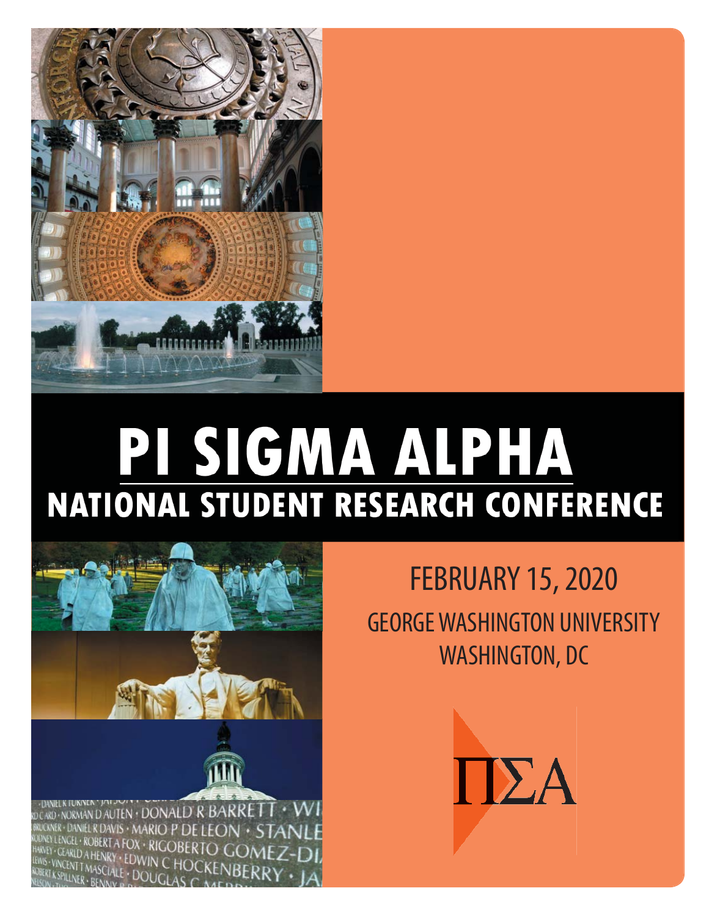# PI SIGMA ALPHA

## NATIONAL STUDENT RESEARCH CONFERENCE

FEBRUARY 15, 2020

GEORGE WASHINGTON UNIVERSITY
WASHINGTON, DC

ΠΣΑ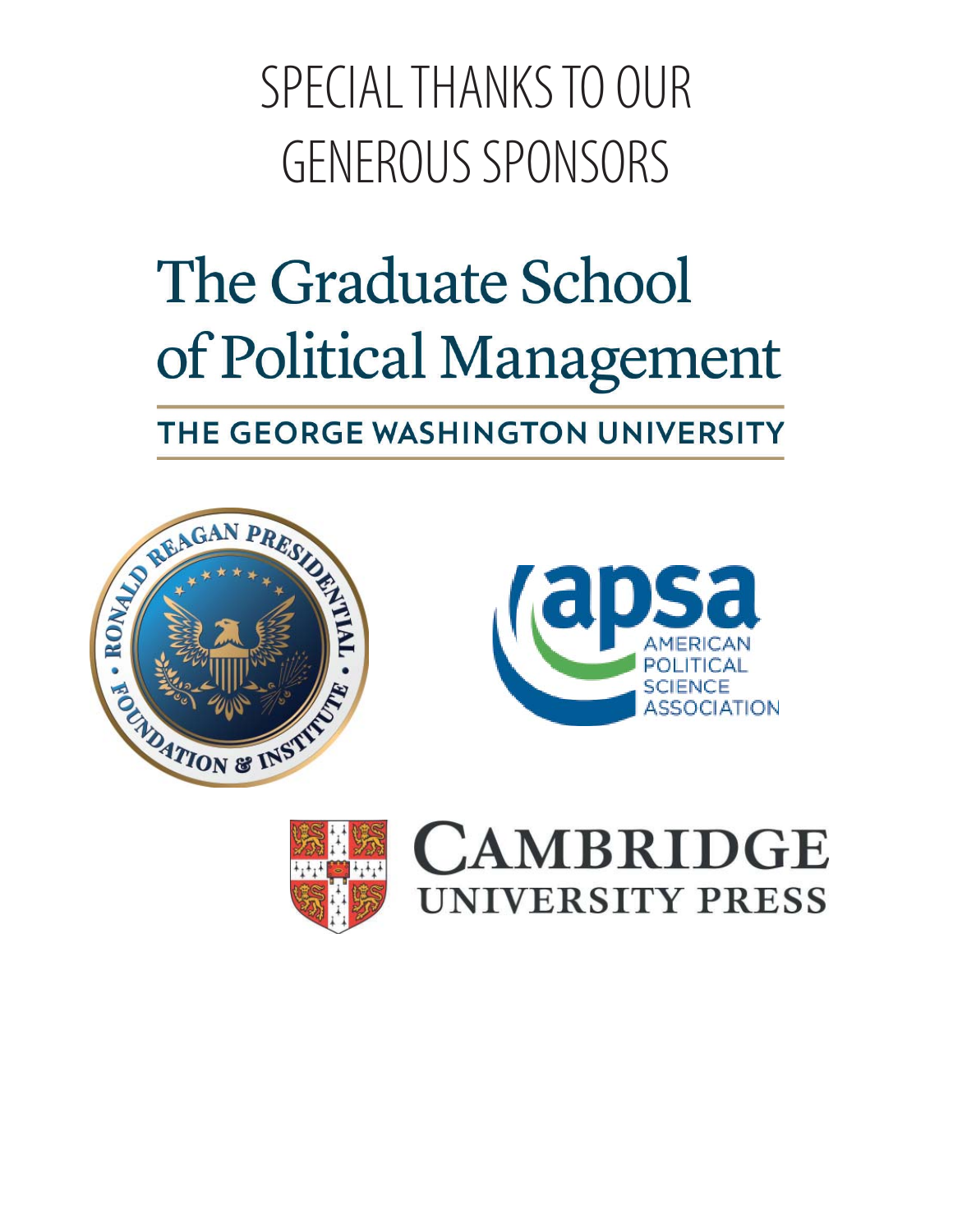# SPECIAL THANKS TO OUR GENEROUS SPONSORS

The Graduate School of Political Management

THE GEORGE WASHINGTON UNIVERSITY

RONALD REAGAN PRESIDENTIAL FOUNDATION & INSTITUTE

apsa AMERICAN POLITICAL SCIENCE ASSOCIATION

CAMBRIDGE UNIVERSITY PRESS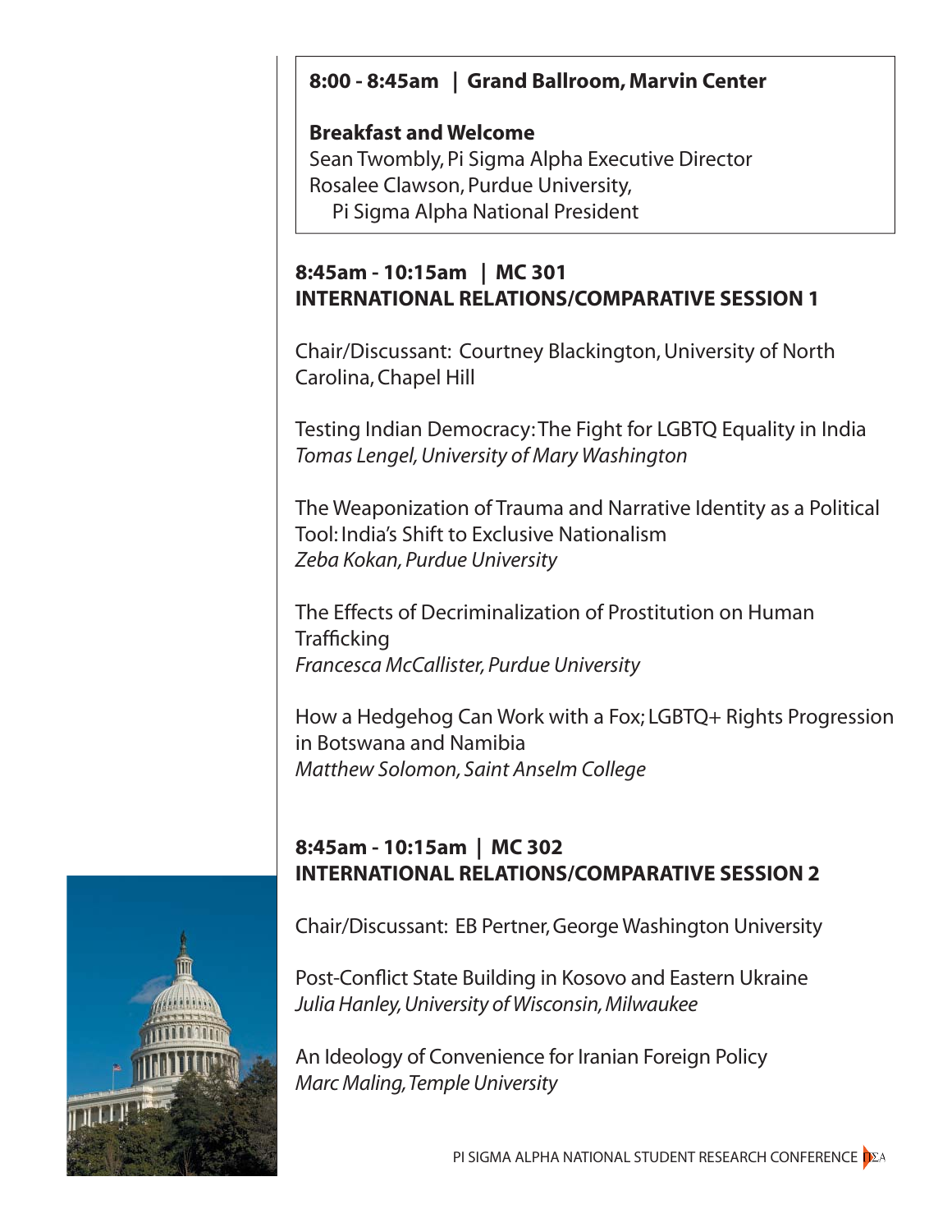**8:00 - 8:45am | Grand Ballroom, Marvin Center**

**Breakfast and Welcome**
Sean Twombly, Pi Sigma Alpha Executive Director
Rosalee Clawson, Purdue University,
Pi Sigma Alpha National President

## 8:45am - 10:15am | MC 301
## INTERNATIONAL RELATIONS/COMPARATIVE SESSION 1

Chair/Discussant: Courtney Blackington, University of North Carolina, Chapel Hill

Testing Indian Democracy: The Fight for LGBTQ Equality in India
*Tomas Lengel, University of Mary Washington*

The Weaponization of Trauma and Narrative Identity as a Political Tool: India's Shift to Exclusive Nationalism
*Zeba Kokan, Purdue University*

The Effects of Decriminalization of Prostitution on Human Trafficking
*Francesca McCallister, Purdue University*

How a Hedgehog Can Work with a Fox; LGBTQ+ Rights Progression in Botswana and Namibia
*Matthew Solomon, Saint Anselm College*

## 8:45am - 10:15am | MC 302
## INTERNATIONAL RELATIONS/COMPARATIVE SESSION 2

Chair/Discussant: EB Pertner, George Washington University

Post-Conflict State Building in Kosovo and Eastern Ukraine
*Julia Hanley, University of Wisconsin, Milwaukee*

An Ideology of Convenience for Iranian Foreign Policy
*Marc Maling, Temple University*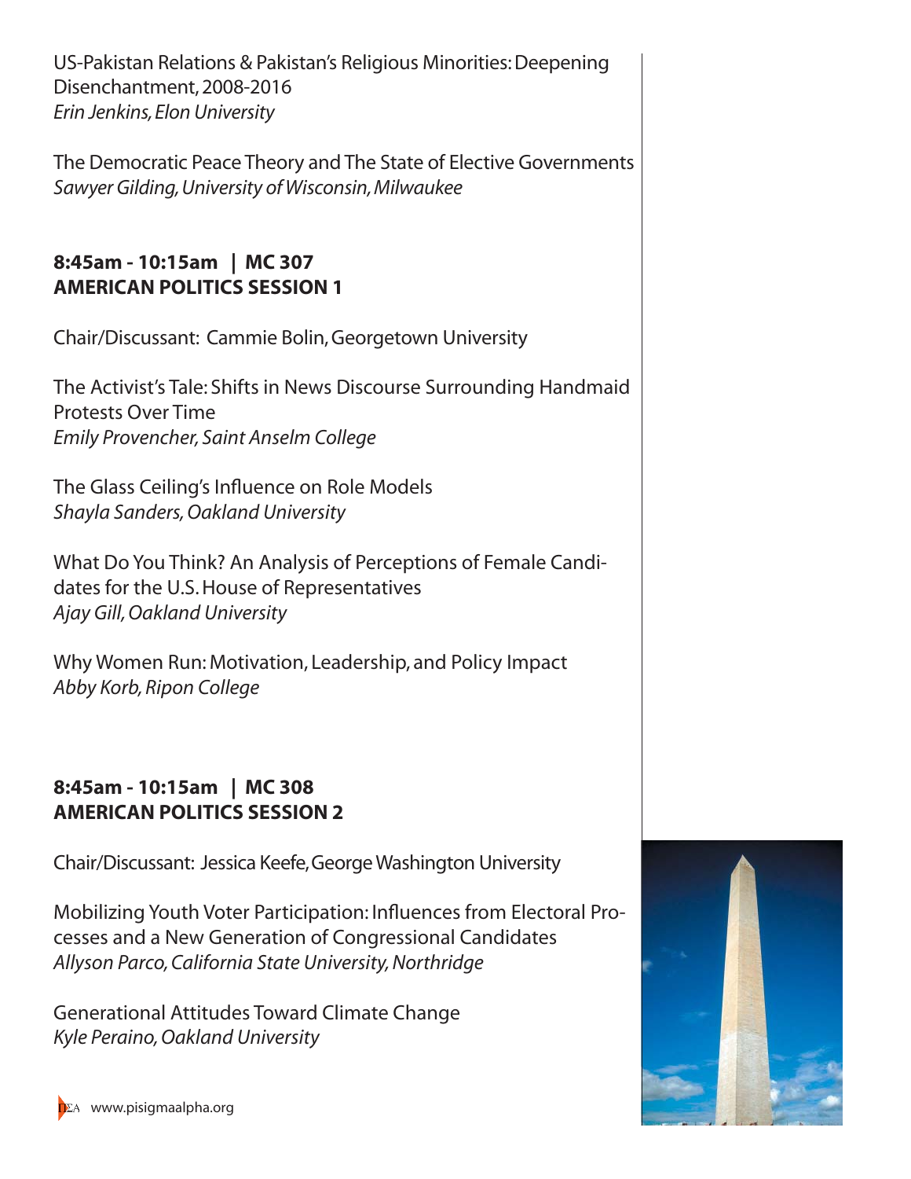US-Pakistan Relations & Pakistan's Religious Minorities: Deepening Disenchantment, 2008-2016
*Erin Jenkins, Elon University*

The Democratic Peace Theory and The State of Elective Governments
*Sawyer Gilding, University of Wisconsin, Milwaukee*

### 8:45am - 10:15am | MC 307
### AMERICAN POLITICS SESSION 1

Chair/Discussant: Cammie Bolin, Georgetown University

The Activist's Tale: Shifts in News Discourse Surrounding Handmaid Protests Over Time
*Emily Provencher, Saint Anselm College*

The Glass Ceiling's Influence on Role Models
*Shayla Sanders, Oakland University*

What Do You Think? An Analysis of Perceptions of Female Candidates for the U.S. House of Representatives
*Ajay Gill, Oakland University*

Why Women Run: Motivation, Leadership, and Policy Impact
*Abby Korb, Ripon College*

### 8:45am - 10:15am | MC 308
### AMERICAN POLITICS SESSION 2

Chair/Discussant: Jessica Keefe, George Washington University

Mobilizing Youth Voter Participation: Influences from Electoral Processes and a New Generation of Congressional Candidates
*Allyson Parco, California State University, Northridge*

Generational Attitudes Toward Climate Change
*Kyle Peraino, Oakland University*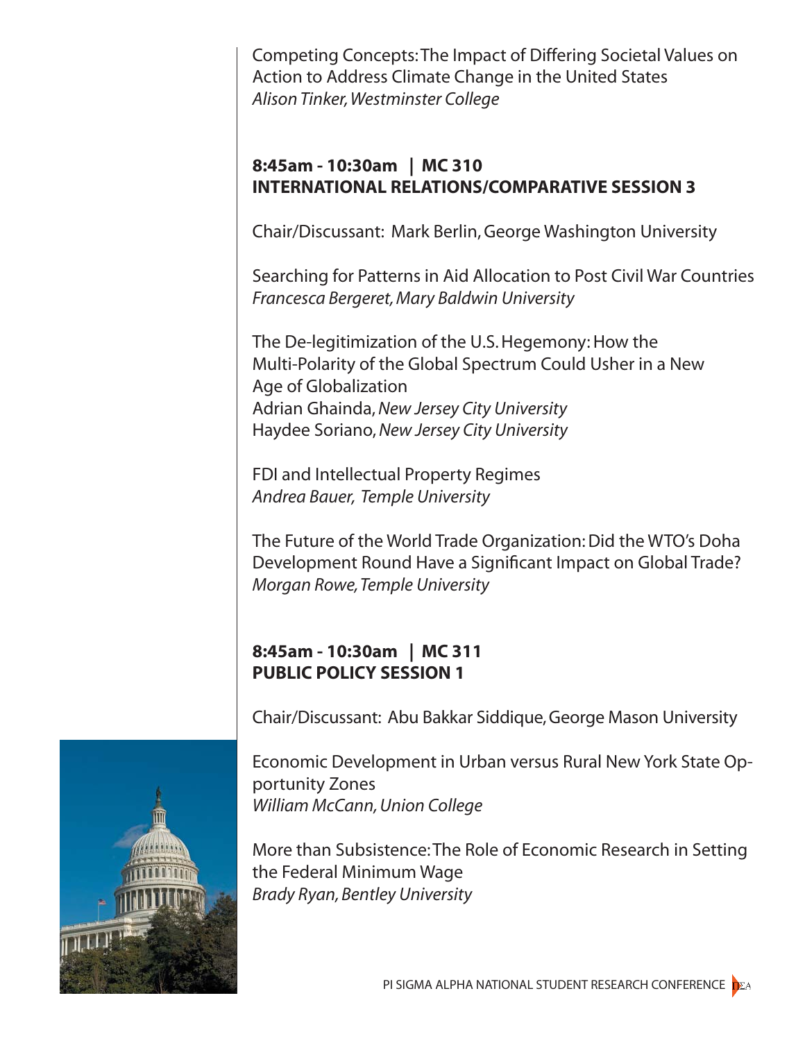Competing Concepts: The Impact of Differing Societal Values on Action to Address Climate Change in the United States
*Alison Tinker, Westminster College*

**8:45am - 10:30am | MC 310**
**INTERNATIONAL RELATIONS/COMPARATIVE SESSION 3**

Chair/Discussant: Mark Berlin, George Washington University

Searching for Patterns in Aid Allocation to Post Civil War Countries
*Francesca Bergeret, Mary Baldwin University*

The De-legitimization of the U.S. Hegemony: How the Multi-Polarity of the Global Spectrum Could Usher in a New Age of Globalization
Adrian Ghainda, *New Jersey City University*
Haydee Soriano, *New Jersey City University*

FDI and Intellectual Property Regimes
*Andrea Bauer, Temple University*

The Future of the World Trade Organization: Did the WTO's Doha Development Round Have a Significant Impact on Global Trade?
*Morgan Rowe, Temple University*

**8:45am - 10:30am | MC 311**
**PUBLIC POLICY SESSION 1**

Chair/Discussant: Abu Bakkar Siddique, George Mason University

Economic Development in Urban versus Rural New York State Opportunity Zones
*William McCann, Union College*

More than Subsistence: The Role of Economic Research in Setting the Federal Minimum Wage
*Brady Ryan, Bentley University*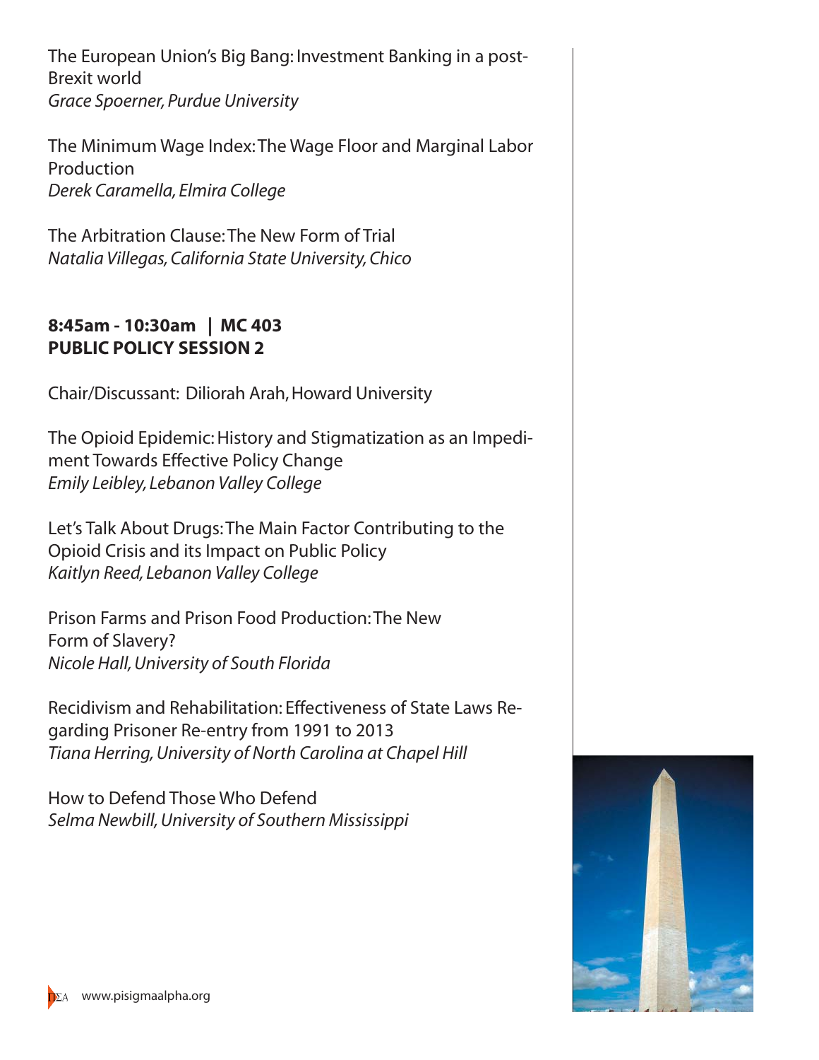The European Union's Big Bang: Investment Banking in a post-Brexit world
*Grace Spoerner, Purdue University*

The Minimum Wage Index: The Wage Floor and Marginal Labor Production
*Derek Caramella, Elmira College*

The Arbitration Clause: The New Form of Trial
*Natalia Villegas, California State University, Chico*

**8:45am - 10:30am | MC 403**
**PUBLIC POLICY SESSION 2**

Chair/Discussant: Diliorah Arah, Howard University

The Opioid Epidemic: History and Stigmatization as an Impediment Towards Effective Policy Change
*Emily Leibley, Lebanon Valley College*

Let's Talk About Drugs: The Main Factor Contributing to the Opioid Crisis and its Impact on Public Policy
*Kaitlyn Reed, Lebanon Valley College*

Prison Farms and Prison Food Production: The New Form of Slavery?
*Nicole Hall, University of South Florida*

Recidivism and Rehabilitation: Effectiveness of State Laws Regarding Prisoner Re-entry from 1991 to 2013
*Tiana Herring, University of North Carolina at Chapel Hill*

How to Defend Those Who Defend
*Selma Newbill, University of Southern Mississippi*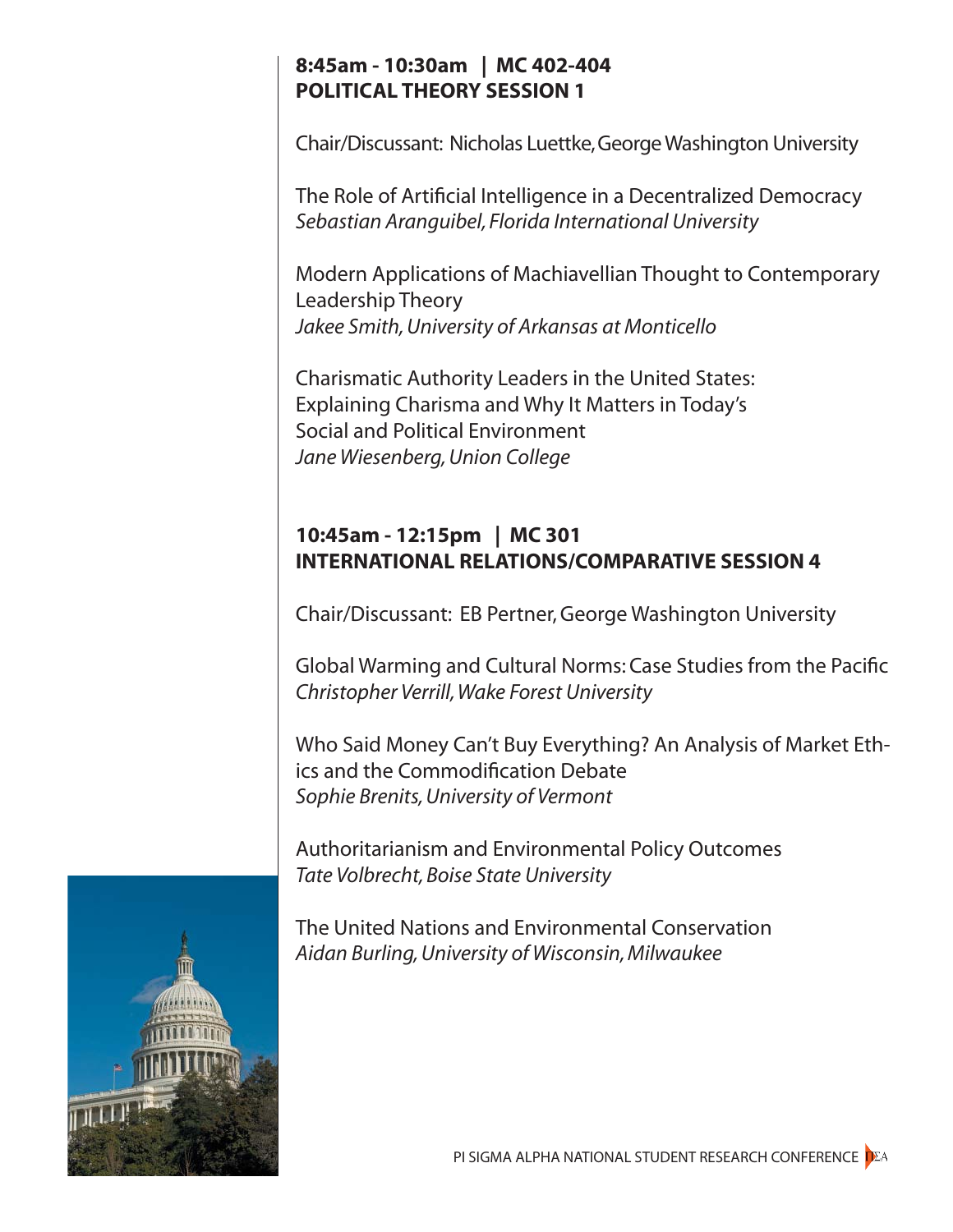**8:45am - 10:30am | MC 402-404**
**POLITICAL THEORY SESSION 1**

Chair/Discussant: Nicholas Luettke, George Washington University

The Role of Artificial Intelligence in a Decentralized Democracy
*Sebastian Aranguibel, Florida International University*

Modern Applications of Machiavellian Thought to Contemporary Leadership Theory
*Jakee Smith, University of Arkansas at Monticello*

Charismatic Authority Leaders in the United States: Explaining Charisma and Why It Matters in Today's Social and Political Environment
*Jane Wiesenberg, Union College*

**10:45am - 12:15pm | MC 301**
**INTERNATIONAL RELATIONS/COMPARATIVE SESSION 4**

Chair/Discussant: EB Pertner, George Washington University

Global Warming and Cultural Norms: Case Studies from the Pacific
*Christopher Verrill, Wake Forest University*

Who Said Money Can't Buy Everything? An Analysis of Market Ethics and the Commodification Debate
*Sophie Brenits, University of Vermont*

Authoritarianism and Environmental Policy Outcomes
*Tate Volbrecht, Boise State University*

The United Nations and Environmental Conservation
*Aidan Burling, University of Wisconsin, Milwaukee*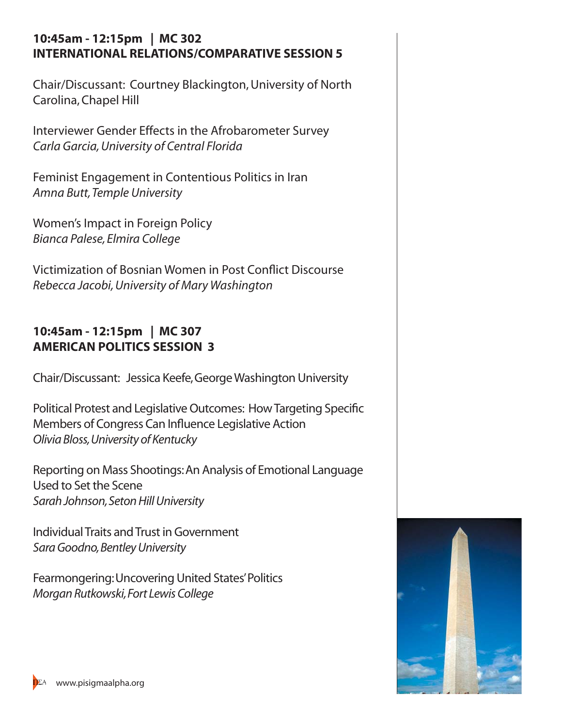### 10:45am - 12:15pm | MC 302
### INTERNATIONAL RELATIONS/COMPARATIVE SESSION 5

Chair/Discussant: Courtney Blackington, University of North Carolina, Chapel Hill

Interviewer Gender Effects in the Afrobarometer Survey
*Carla Garcia, University of Central Florida*

Feminist Engagement in Contentious Politics in Iran
*Amna Butt, Temple University*

Women's Impact in Foreign Policy
*Bianca Palese, Elmira College*

Victimization of Bosnian Women in Post Conflict Discourse
*Rebecca Jacobi, University of Mary Washington*

### 10:45am - 12:15pm | MC 307
### AMERICAN POLITICS SESSION 3

Chair/Discussant: Jessica Keefe, George Washington University

Political Protest and Legislative Outcomes: How Targeting Specific Members of Congress Can Influence Legislative Action
*Olivia Bloss, University of Kentucky*

Reporting on Mass Shootings: An Analysis of Emotional Language Used to Set the Scene
*Sarah Johnson, Seton Hill University*

Individual Traits and Trust in Government
*Sara Goodno, Bentley University*

Fearmongering: Uncovering United States' Politics
*Morgan Rutkowski, Fort Lewis College*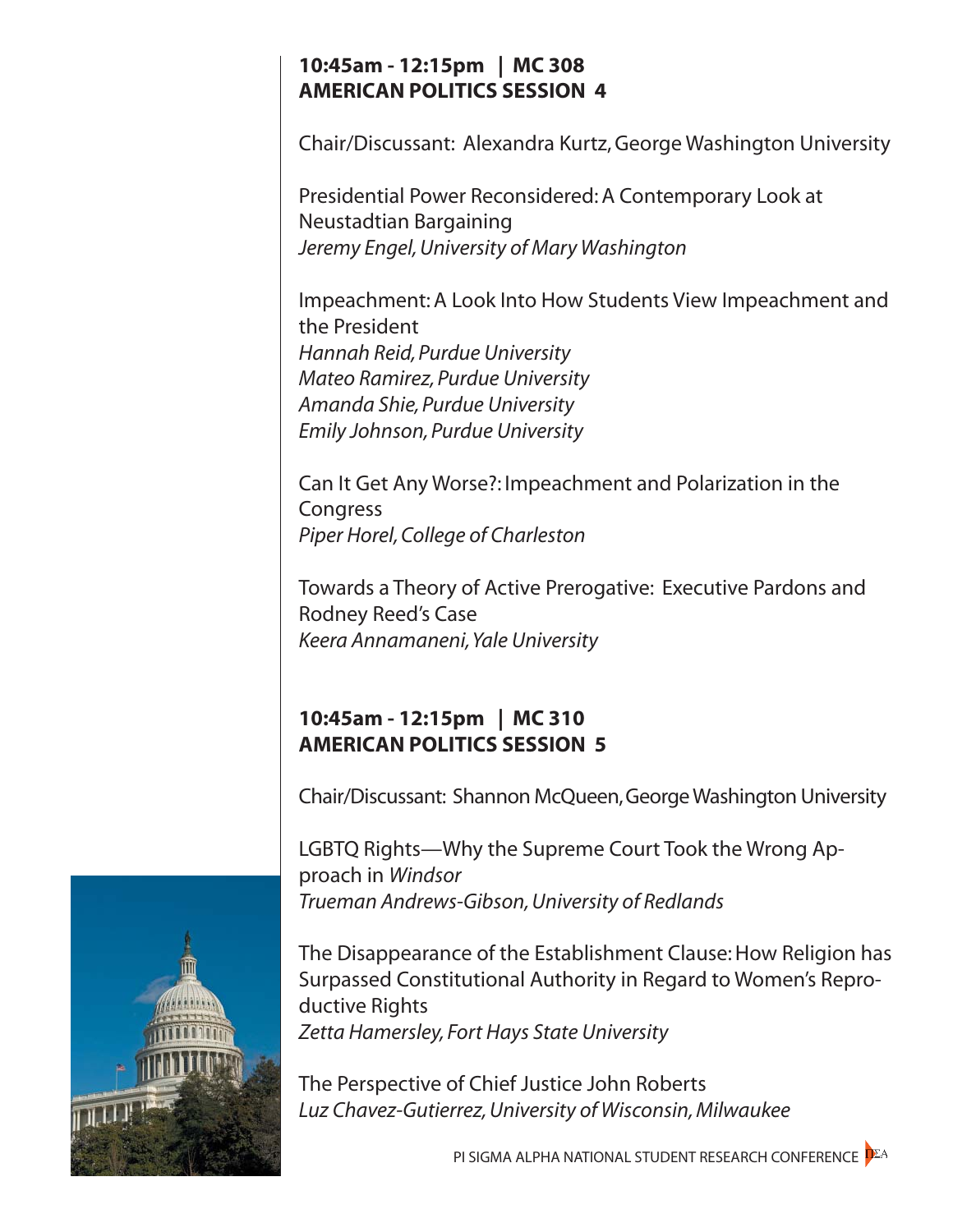## 10:45am - 12:15pm | MC 308
## AMERICAN POLITICS SESSION 4

Chair/Discussant: Alexandra Kurtz, George Washington University

Presidential Power Reconsidered: A Contemporary Look at Neustadtian Bargaining
*Jeremy Engel, University of Mary Washington*

Impeachment: A Look Into How Students View Impeachment and the President
*Hannah Reid, Purdue University*
*Mateo Ramirez, Purdue University*
*Amanda Shie, Purdue University*
*Emily Johnson, Purdue University*

Can It Get Any Worse?: Impeachment and Polarization in the Congress
*Piper Horel, College of Charleston*

Towards a Theory of Active Prerogative: Executive Pardons and Rodney Reed's Case
*Keera Annamaneni, Yale University*

## 10:45am - 12:15pm | MC 310
## AMERICAN POLITICS SESSION 5

Chair/Discussant: Shannon McQueen, George Washington University

LGBTQ Rights—Why the Supreme Court Took the Wrong Approach in *Windsor*
*Trueman Andrews-Gibson, University of Redlands*

The Disappearance of the Establishment Clause: How Religion has Surpassed Constitutional Authority in Regard to Women's Reproductive Rights
*Zetta Hamersley, Fort Hays State University*

The Perspective of Chief Justice John Roberts
*Luz Chavez-Gutierrez, University of Wisconsin, Milwaukee*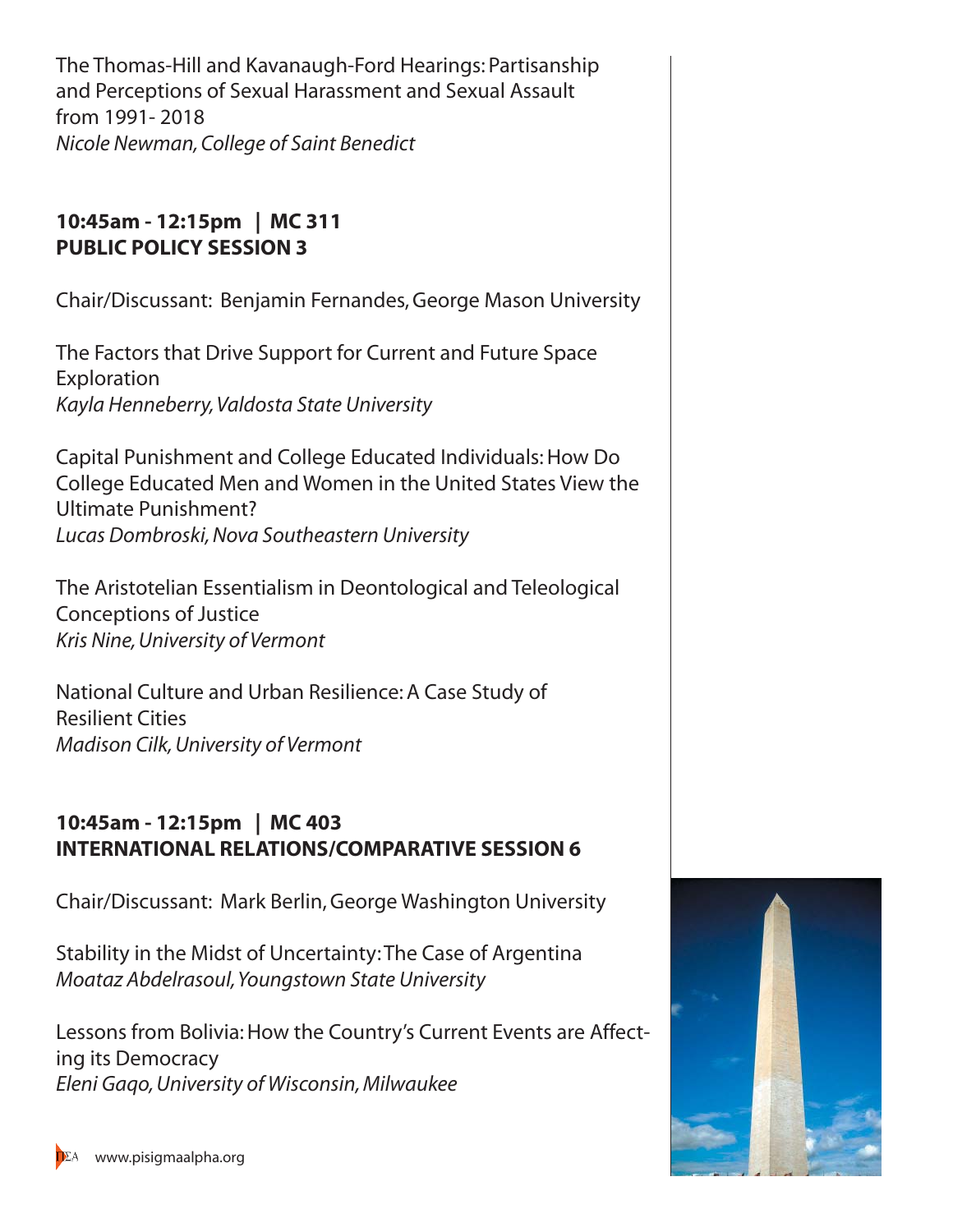The Thomas-Hill and Kavanaugh-Ford Hearings: Partisanship and Perceptions of Sexual Harassment and Sexual Assault from 1991- 2018
*Nicole Newman, College of Saint Benedict*

**10:45am - 12:15pm | MC 311**
**PUBLIC POLICY SESSION 3**

Chair/Discussant: Benjamin Fernandes, George Mason University

The Factors that Drive Support for Current and Future Space Exploration
*Kayla Henneberry, Valdosta State University*

Capital Punishment and College Educated Individuals: How Do College Educated Men and Women in the United States View the Ultimate Punishment?
*Lucas Dombroski, Nova Southeastern University*

The Aristotelian Essentialism in Deontological and Teleological Conceptions of Justice
*Kris Nine, University of Vermont*

National Culture and Urban Resilience: A Case Study of Resilient Cities
*Madison Cilk, University of Vermont*

**10:45am - 12:15pm | MC 403**
**INTERNATIONAL RELATIONS/COMPARATIVE SESSION 6**

Chair/Discussant: Mark Berlin, George Washington University

Stability in the Midst of Uncertainty: The Case of Argentina
*Moataz Abdelrasoul, Youngstown State University*

Lessons from Bolivia: How the Country's Current Events are Affecting its Democracy
*Eleni Gaqo, University of Wisconsin, Milwaukee*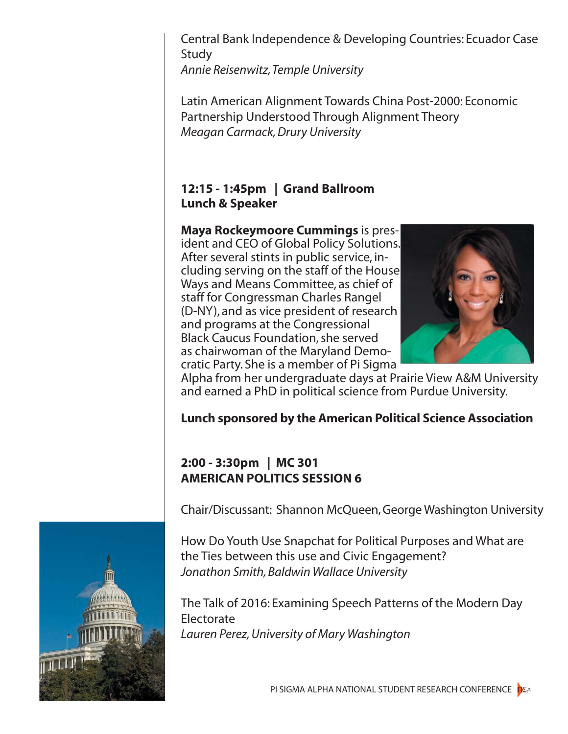Central Bank Independence & Developing Countries: Ecuador Case Study
*Annie Reisenwitz, Temple University*

Latin American Alignment Towards China Post-2000: Economic Partnership Understood Through Alignment Theory
*Meagan Carmack, Drury University*

**12:15 - 1:45pm | Grand Ballroom**
**Lunch & Speaker**

**Maya Rockeymoore Cummings** is president and CEO of Global Policy Solutions. After several stints in public service, including serving on the staff of the House Ways and Means Committee, as chief of staff for Congressman Charles Rangel (D-NY), and as vice president of research and programs at the Congressional Black Caucus Foundation, she served as chairwoman of the Maryland Democratic Party. She is a member of Pi Sigma Alpha from her undergraduate days at Prairie View A&M University and earned a PhD in political science from Purdue University.

**Lunch sponsored by the American Political Science Association**

**2:00 - 3:30pm | MC 301**
**AMERICAN POLITICS SESSION 6**

Chair/Discussant: Shannon McQueen, George Washington University

How Do Youth Use Snapchat for Political Purposes and What are the Ties between this use and Civic Engagement?
*Jonathon Smith, Baldwin Wallace University*

The Talk of 2016: Examining Speech Patterns of the Modern Day Electorate
*Lauren Perez, University of Mary Washington*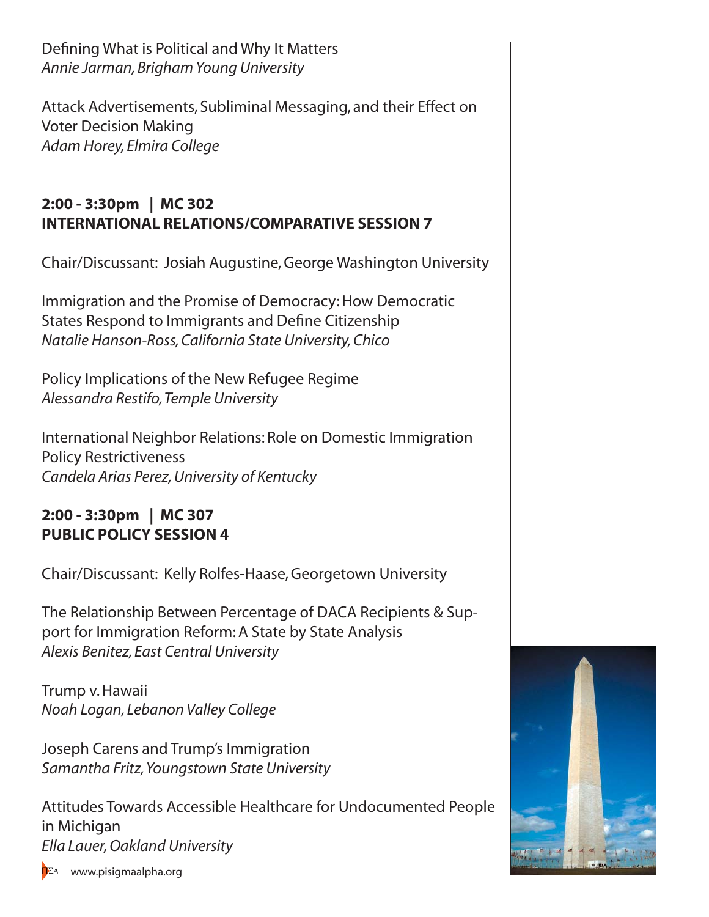Defining What is Political and Why It Matters
*Annie Jarman, Brigham Young University*

Attack Advertisements, Subliminal Messaging, and their Effect on Voter Decision Making
*Adam Horey, Elmira College*

**2:00 - 3:30pm | MC 302**
**INTERNATIONAL RELATIONS/COMPARATIVE SESSION 7**

Chair/Discussant: Josiah Augustine, George Washington University

Immigration and the Promise of Democracy: How Democratic States Respond to Immigrants and Define Citizenship
*Natalie Hanson-Ross, California State University, Chico*

Policy Implications of the New Refugee Regime
*Alessandra Restifo, Temple University*

International Neighbor Relations: Role on Domestic Immigration Policy Restrictiveness
*Candela Arias Perez, University of Kentucky*

**2:00 - 3:30pm | MC 307**
**PUBLIC POLICY SESSION 4**

Chair/Discussant: Kelly Rolfes-Haase, Georgetown University

The Relationship Between Percentage of DACA Recipients & Support for Immigration Reform: A State by State Analysis
*Alexis Benitez, East Central University*

Trump v. Hawaii
*Noah Logan, Lebanon Valley College*

Joseph Carens and Trump's Immigration
*Samantha Fritz, Youngstown State University*

Attitudes Towards Accessible Healthcare for Undocumented People in Michigan
*Ella Lauer, Oakland University*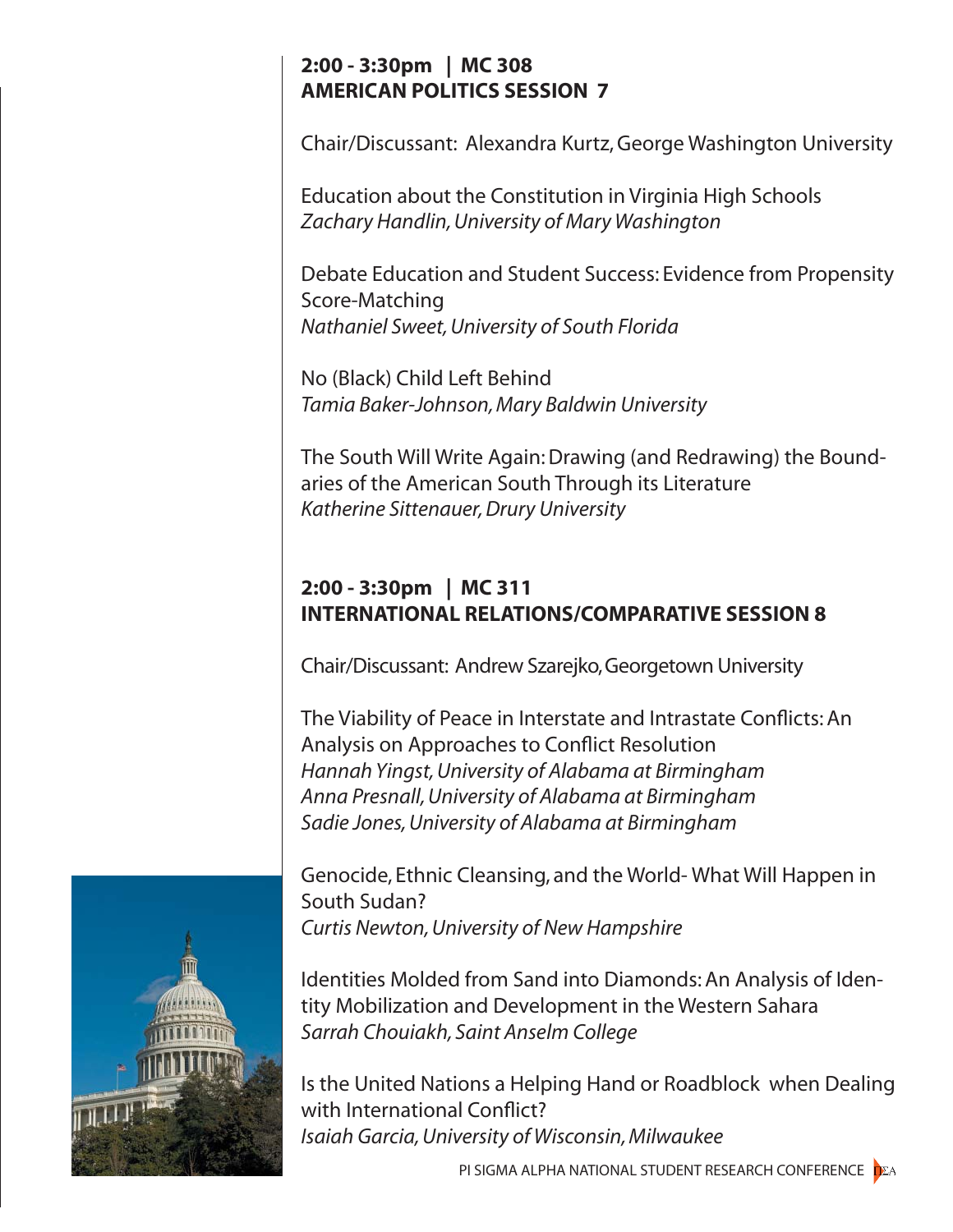**2:00 - 3:30pm | MC 308**
**AMERICAN POLITICS SESSION 7**

Chair/Discussant: Alexandra Kurtz, George Washington University

Education about the Constitution in Virginia High Schools
*Zachary Handlin, University of Mary Washington*

Debate Education and Student Success: Evidence from Propensity Score-Matching
*Nathaniel Sweet, University of South Florida*

No (Black) Child Left Behind
*Tamia Baker-Johnson, Mary Baldwin University*

The South Will Write Again: Drawing (and Redrawing) the Boundaries of the American South Through its Literature
*Katherine Sittenauer, Drury University*

**2:00 - 3:30pm | MC 311**
**INTERNATIONAL RELATIONS/COMPARATIVE SESSION 8**

Chair/Discussant: Andrew Szarejko, Georgetown University

The Viability of Peace in Interstate and Intrastate Conflicts: An Analysis on Approaches to Conflict Resolution
*Hannah Yingst, University of Alabama at Birmingham*
*Anna Presnall, University of Alabama at Birmingham*
*Sadie Jones, University of Alabama at Birmingham*

Genocide, Ethnic Cleansing, and the World- What Will Happen in South Sudan?
*Curtis Newton, University of New Hampshire*

Identities Molded from Sand into Diamonds: An Analysis of Identity Mobilization and Development in the Western Sahara
*Sarrah Chouiakh, Saint Anselm College*

Is the United Nations a Helping Hand or Roadblock when Dealing with International Conflict?
*Isaiah Garcia, University of Wisconsin, Milwaukee*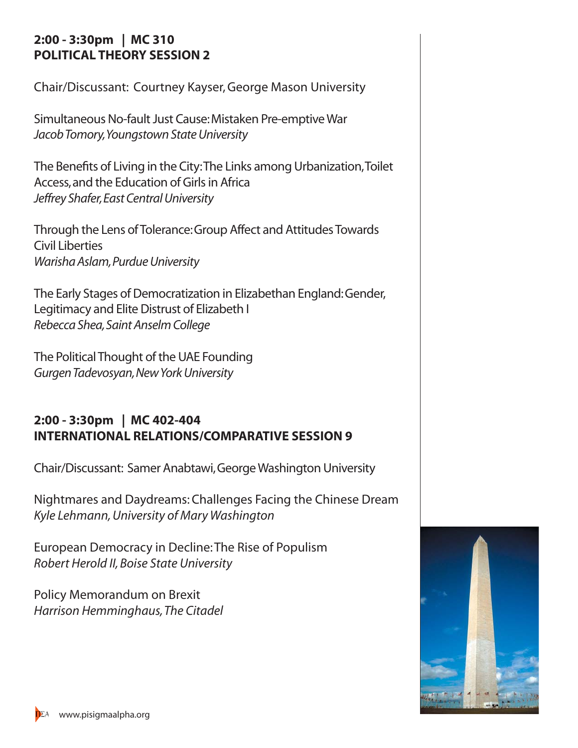## 2:00 - 3:30pm | MC 310
## POLITICAL THEORY SESSION 2

Chair/Discussant: Courtney Kayser, George Mason University

Simultaneous No-fault Just Cause: Mistaken Pre-emptive War
*Jacob Tomory, Youngstown State University*

The Benefits of Living in the City: The Links among Urbanization, Toilet Access, and the Education of Girls in Africa
*Jeffrey Shafer, East Central University*

Through the Lens of Tolerance: Group Affect and Attitudes Towards Civil Liberties
*Warisha Aslam, Purdue University*

The Early Stages of Democratization in Elizabethan England: Gender, Legitimacy and Elite Distrust of Elizabeth I
*Rebecca Shea, Saint Anselm College*

The Political Thought of the UAE Founding
*Gurgen Tadevosyan, New York University*

## 2:00 - 3:30pm | MC 402-404
## INTERNATIONAL RELATIONS/COMPARATIVE SESSION 9

Chair/Discussant: Samer Anabtawi, George Washington University

Nightmares and Daydreams: Challenges Facing the Chinese Dream
*Kyle Lehmann, University of Mary Washington*

European Democracy in Decline: The Rise of Populism
*Robert Herold II, Boise State University*

Policy Memorandum on Brexit
*Harrison Hemminghaus, The Citadel*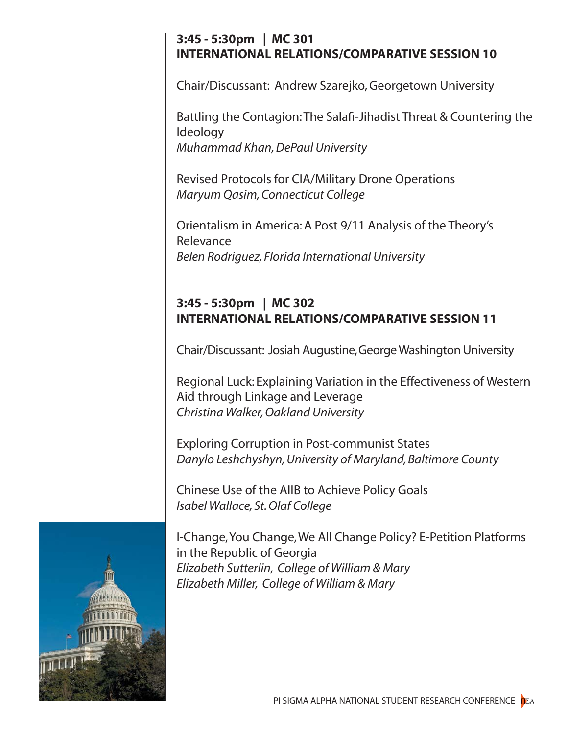### 3:45 - 5:30pm | MC 301
### INTERNATIONAL RELATIONS/COMPARATIVE SESSION 10

Chair/Discussant: Andrew Szarejko, Georgetown University

Battling the Contagion: The Salafi-Jihadist Threat & Countering the Ideology
*Muhammad Khan, DePaul University*

Revised Protocols for CIA/Military Drone Operations
*Maryum Qasim, Connecticut College*

Orientalism in America: A Post 9/11 Analysis of the Theory's Relevance
*Belen Rodriguez, Florida International University*

### 3:45 - 5:30pm | MC 302
### INTERNATIONAL RELATIONS/COMPARATIVE SESSION 11

Chair/Discussant: Josiah Augustine, George Washington University

Regional Luck: Explaining Variation in the Effectiveness of Western Aid through Linkage and Leverage
*Christina Walker, Oakland University*

Exploring Corruption in Post-communist States
*Danylo Leshchyshyn, University of Maryland, Baltimore County*

Chinese Use of the AIIB to Achieve Policy Goals
*Isabel Wallace, St. Olaf College*

I-Change, You Change, We All Change Policy? E-Petition Platforms in the Republic of Georgia
*Elizabeth Sutterlin, College of William & Mary*
*Elizabeth Miller, College of William & Mary*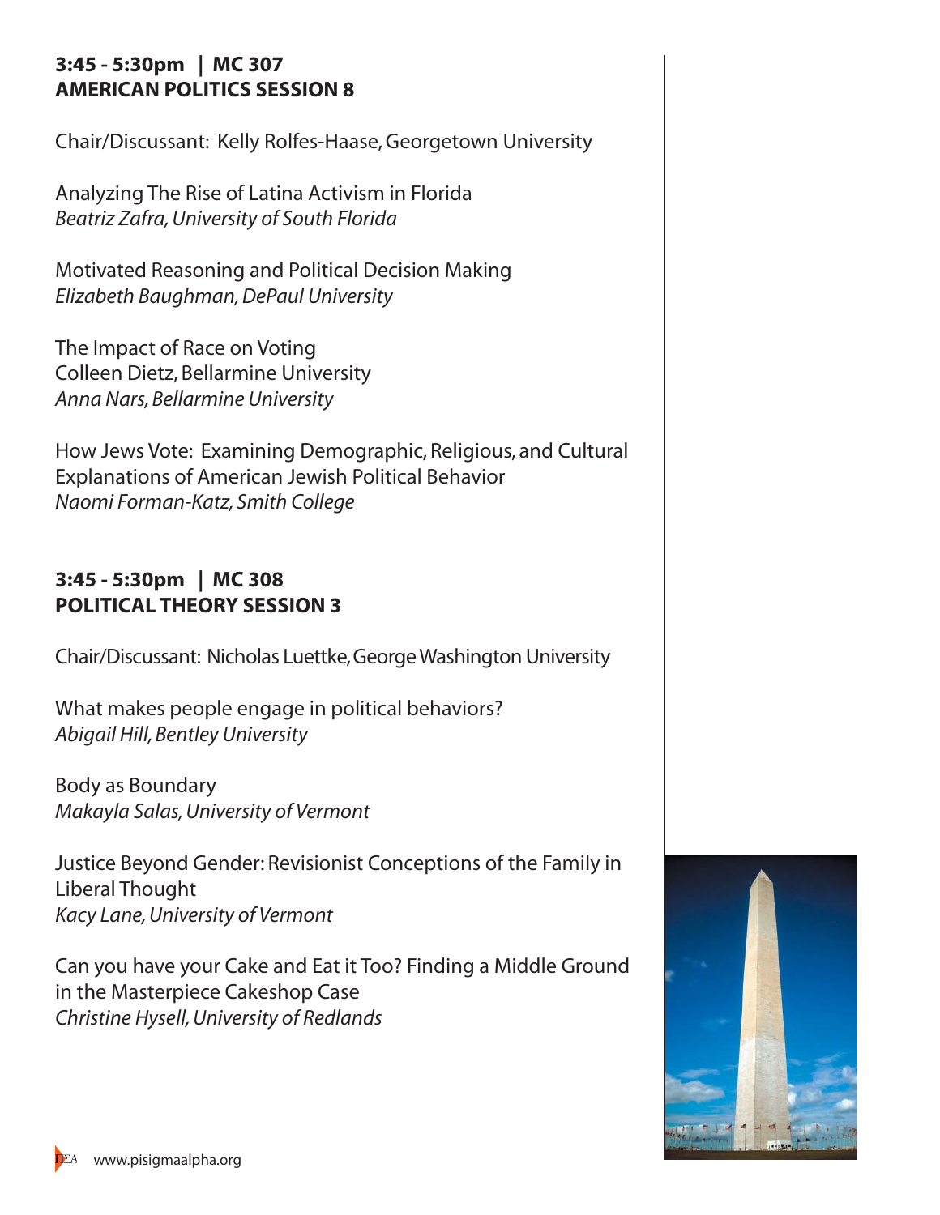**3:45 - 5:30pm | MC 307**
**AMERICAN POLITICS SESSION 8**

Chair/Discussant: Kelly Rolfes-Haase, Georgetown University

Analyzing The Rise of Latina Activism in Florida
*Beatriz Zafra, University of South Florida*

Motivated Reasoning and Political Decision Making
*Elizabeth Baughman, DePaul University*

The Impact of Race on Voting
Colleen Dietz, Bellarmine University
*Anna Nars, Bellarmine University*

How Jews Vote: Examining Demographic, Religious, and Cultural Explanations of American Jewish Political Behavior
*Naomi Forman-Katz, Smith College*

**3:45 - 5:30pm | MC 308**
**POLITICAL THEORY SESSION 3**

Chair/Discussant: Nicholas Luettke, George Washington University

What makes people engage in political behaviors?
*Abigail Hill, Bentley University*

Body as Boundary
*Makayla Salas, University of Vermont*

Justice Beyond Gender: Revisionist Conceptions of the Family in Liberal Thought
*Kacy Lane, University of Vermont*

Can you have your Cake and Eat it Too? Finding a Middle Ground in the Masterpiece Cakeshop Case
*Christine Hysell, University of Redlands*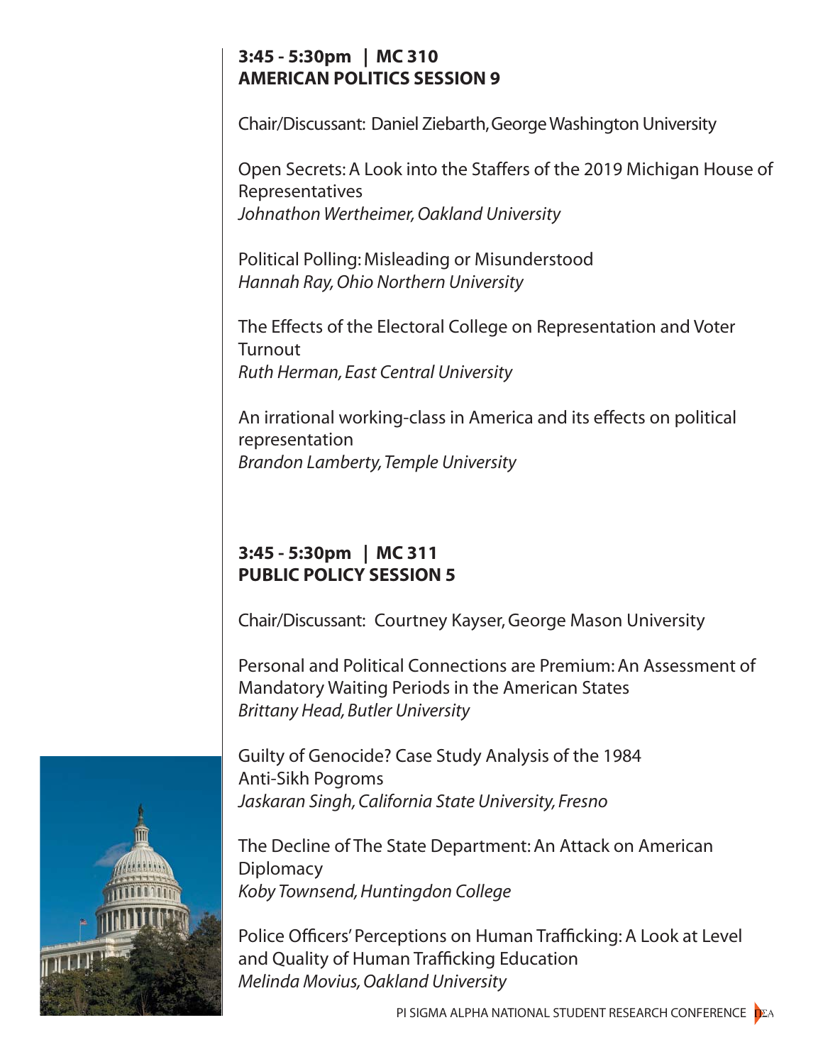### 3:45 - 5:30pm | MC 310
### AMERICAN POLITICS SESSION 9

Chair/Discussant: Daniel Ziebarth, George Washington University

Open Secrets: A Look into the Staffers of the 2019 Michigan House of Representatives
*Johnathon Wertheimer, Oakland University*

Political Polling: Misleading or Misunderstood
*Hannah Ray, Ohio Northern University*

The Effects of the Electoral College on Representation and Voter Turnout
*Ruth Herman, East Central University*

An irrational working-class in America and its effects on political representation
*Brandon Lamberty, Temple University*

### 3:45 - 5:30pm | MC 311
### PUBLIC POLICY SESSION 5

Chair/Discussant: Courtney Kayser, George Mason University

Personal and Political Connections are Premium: An Assessment of Mandatory Waiting Periods in the American States
*Brittany Head, Butler University*

Guilty of Genocide? Case Study Analysis of the 1984 Anti-Sikh Pogroms
*Jaskaran Singh, California State University, Fresno*

The Decline of The State Department: An Attack on American Diplomacy
*Koby Townsend, Huntingdon College*

Police Officers' Perceptions on Human Trafficking: A Look at Level and Quality of Human Trafficking Education
*Melinda Movius, Oakland University*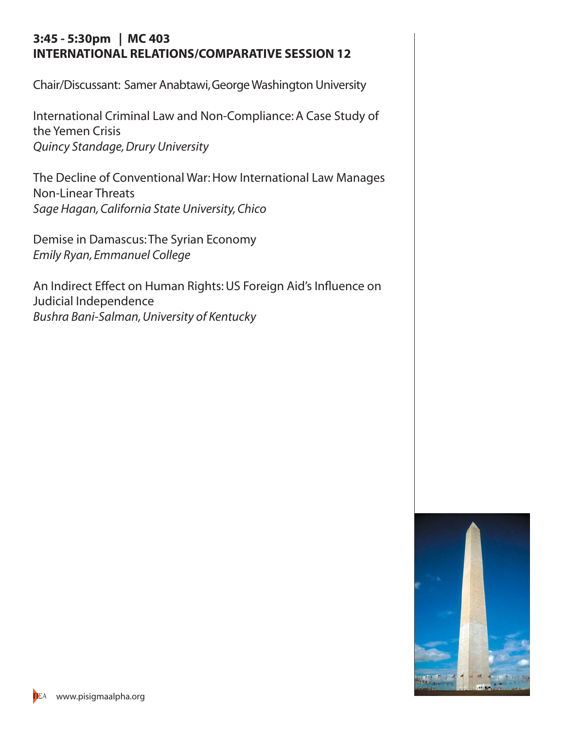**3:45 - 5:30pm | MC 403**
**INTERNATIONAL RELATIONS/COMPARATIVE SESSION 12**

Chair/Discussant: Samer Anabtawi, George Washington University

International Criminal Law and Non-Compliance: A Case Study of the Yemen Crisis
*Quincy Standage, Drury University*

The Decline of Conventional War: How International Law Manages Non-Linear Threats
*Sage Hagan, California State University, Chico*

Demise in Damascus: The Syrian Economy
*Emily Ryan, Emmanuel College*

An Indirect Effect on Human Rights: US Foreign Aid's Influence on Judicial Independence
*Bushra Bani-Salman, University of Kentucky*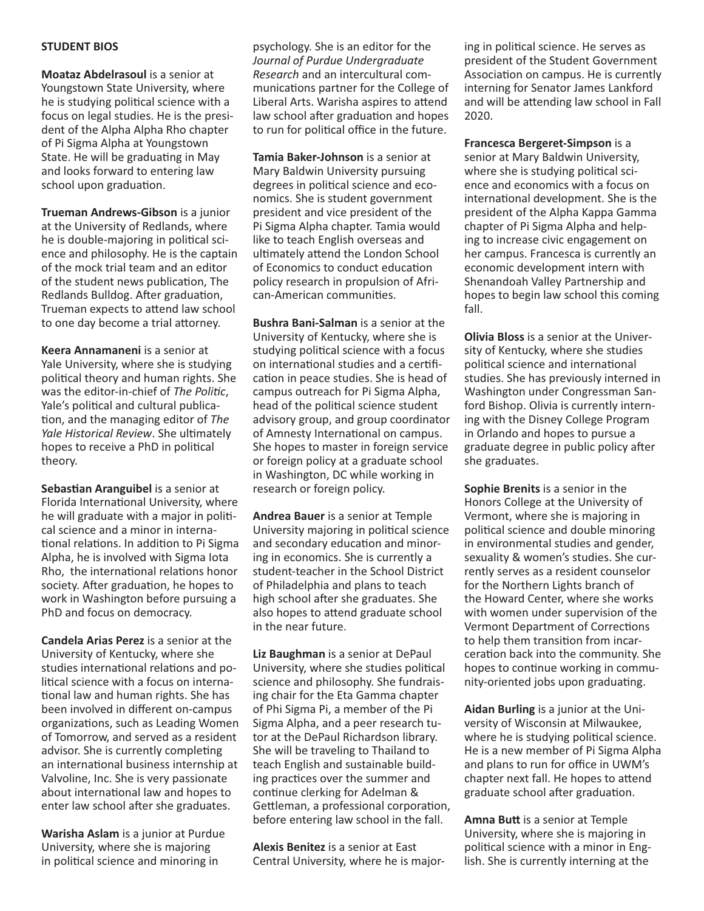**STUDENT BIOS**

**Moataz Abdelrasoul** is a senior at Youngstown State University, where he is studying political science with a focus on legal studies. He is the president of the Alpha Alpha Rho chapter of Pi Sigma Alpha at Youngstown State. He will be graduating in May and looks forward to entering law school upon graduation.

**Trueman Andrews-Gibson** is a junior at the University of Redlands, where he is double-majoring in political science and philosophy. He is the captain of the mock trial team and an editor of the student news publication, The Redlands Bulldog. After graduation, Trueman expects to attend law school to one day become a trial attorney.

**Keera Annamaneni** is a senior at Yale University, where she is studying political theory and human rights. She was the editor-in-chief of *The Politic*, Yale's political and cultural publication, and the managing editor of *The Yale Historical Review*. She ultimately hopes to receive a PhD in political theory.

**Sebastian Aranguibel** is a senior at Florida International University, where he will graduate with a major in political science and a minor in international relations. In addition to Pi Sigma Alpha, he is involved with Sigma Iota Rho, the international relations honor society. After graduation, he hopes to work in Washington before pursuing a PhD and focus on democracy.

**Candela Arias Perez** is a senior at the University of Kentucky, where she studies international relations and political science with a focus on international law and human rights. She has been involved in different on-campus organizations, such as Leading Women of Tomorrow, and served as a resident advisor. She is currently completing an international business internship at Valvoline, Inc. She is very passionate about international law and hopes to enter law school after she graduates.

**Warisha Aslam** is a junior at Purdue University, where she is majoring in political science and minoring in psychology. She is an editor for the *Journal of Purdue Undergraduate Research* and an intercultural communications partner for the College of Liberal Arts. Warisha aspires to attend law school after graduation and hopes to run for political office in the future.

**Tamia Baker-Johnson** is a senior at Mary Baldwin University pursuing degrees in political science and economics. She is student government president and vice president of the Pi Sigma Alpha chapter. Tamia would like to teach English overseas and ultimately attend the London School of Economics to conduct education policy research in propulsion of African-American communities.

**Bushra Bani-Salman** is a senior at the University of Kentucky, where she is studying political science with a focus on international studies and a certification in peace studies. She is head of campus outreach for Pi Sigma Alpha, head of the political science student advisory group, and group coordinator of Amnesty International on campus. She hopes to master in foreign service or foreign policy at a graduate school in Washington, DC while working in research or foreign policy.

**Andrea Bauer** is a senior at Temple University majoring in political science and secondary education and minoring in economics. She is currently a student-teacher in the School District of Philadelphia and plans to teach high school after she graduates. She also hopes to attend graduate school in the near future.

**Liz Baughman** is a senior at DePaul University, where she studies political science and philosophy. She fundraising chair for the Eta Gamma chapter of Phi Sigma Pi, a member of the Pi Sigma Alpha, and a peer research tutor at the DePaul Richardson library. She will be traveling to Thailand to teach English and sustainable building practices over the summer and continue clerking for Adelman & Gettleman, a professional corporation, before entering law school in the fall.

**Alexis Benitez** is a senior at East Central University, where he is majoring in political science. He serves as president of the Student Government Association on campus. He is currently interning for Senator James Lankford and will be attending law school in Fall 2020.

**Francesca Bergeret-Simpson** is a senior at Mary Baldwin University, where she is studying political science and economics with a focus on international development. She is the president of the Alpha Kappa Gamma chapter of Pi Sigma Alpha and helping to increase civic engagement on her campus. Francesca is currently an economic development intern with Shenandoah Valley Partnership and hopes to begin law school this coming fall.

**Olivia Bloss** is a senior at the University of Kentucky, where she studies political science and international studies. She has previously interned in Washington under Congressman Sanford Bishop. Olivia is currently interning with the Disney College Program in Orlando and hopes to pursue a graduate degree in public policy after she graduates.

**Sophie Brenits** is a senior in the Honors College at the University of Vermont, where she is majoring in political science and double minoring in environmental studies and gender, sexuality & women's studies. She currently serves as a resident counselor for the Northern Lights branch of the Howard Center, where she works with women under supervision of the Vermont Department of Corrections to help them transition from incarceration back into the community. She hopes to continue working in community-oriented jobs upon graduating.

**Aidan Burling** is a junior at the University of Wisconsin at Milwaukee, where he is studying political science. He is a new member of Pi Sigma Alpha and plans to run for office in UWM's chapter next fall. He hopes to attend graduate school after graduation.

**Amna Butt** is a senior at Temple University, where she is majoring in political science with a minor in English. She is currently interning at the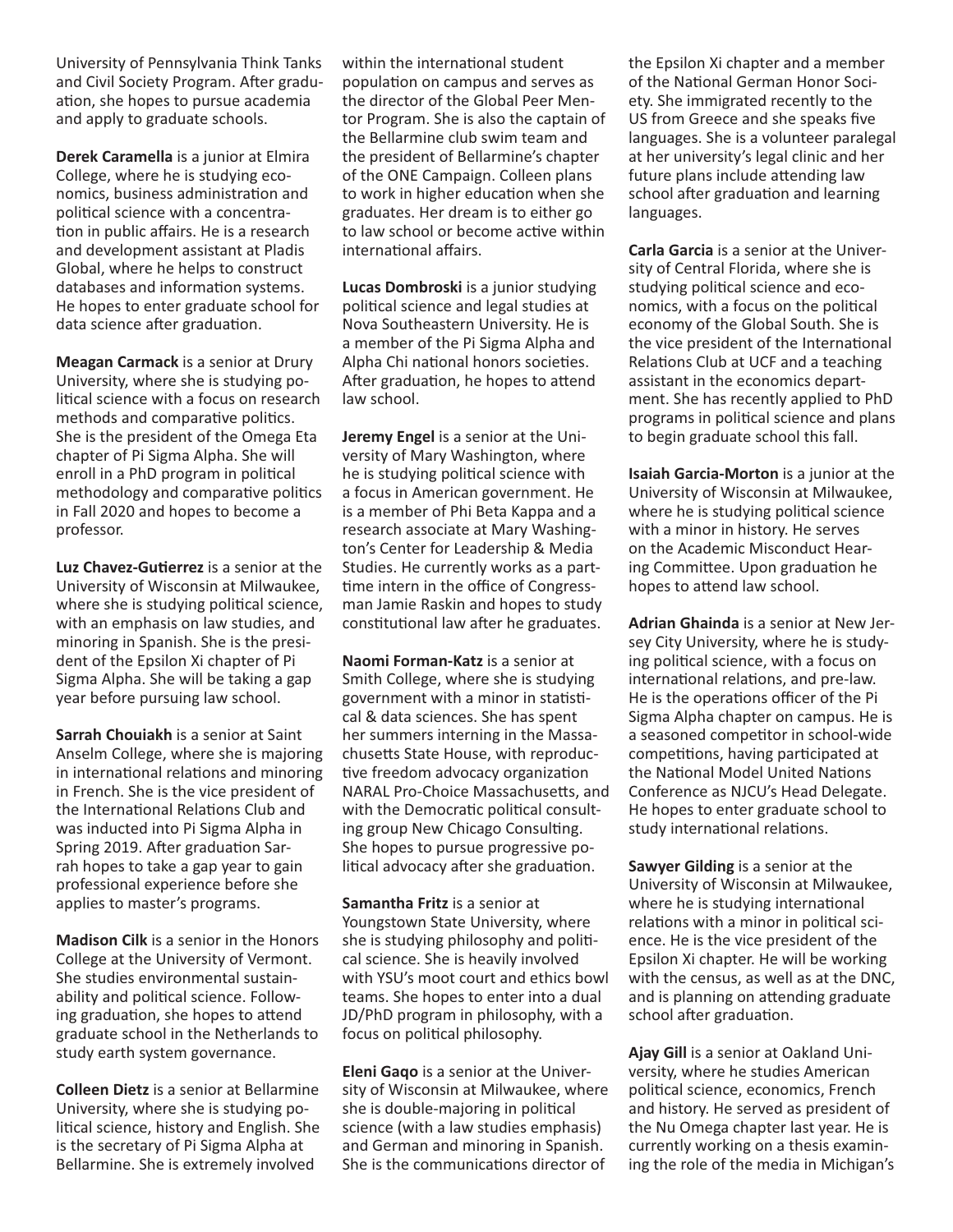University of Pennsylvania Think Tanks and Civil Society Program. After graduation, she hopes to pursue academia and apply to graduate schools.

**Derek Caramella** is a junior at Elmira College, where he is studying economics, business administration and political science with a concentration in public affairs. He is a research and development assistant at Pladis Global, where he helps to construct databases and information systems. He hopes to enter graduate school for data science after graduation.

**Meagan Carmack** is a senior at Drury University, where she is studying political science with a focus on research methods and comparative politics. She is the president of the Omega Eta chapter of Pi Sigma Alpha. She will enroll in a PhD program in political methodology and comparative politics in Fall 2020 and hopes to become a professor.

**Luz Chavez-Gutierrez** is a senior at the University of Wisconsin at Milwaukee, where she is studying political science, with an emphasis on law studies, and minoring in Spanish. She is the president of the Epsilon Xi chapter of Pi Sigma Alpha. She will be taking a gap year before pursuing law school.

**Sarrah Chouiakh** is a senior at Saint Anselm College, where she is majoring in international relations and minoring in French. She is the vice president of the International Relations Club and was inducted into Pi Sigma Alpha in Spring 2019. After graduation Sarrah hopes to take a gap year to gain professional experience before she applies to master's programs.

**Madison Cilk** is a senior in the Honors College at the University of Vermont. She studies environmental sustainability and political science. Following graduation, she hopes to attend graduate school in the Netherlands to study earth system governance.

**Colleen Dietz** is a senior at Bellarmine University, where she is studying political science, history and English. She is the secretary of Pi Sigma Alpha at Bellarmine. She is extremely involved within the international student population on campus and serves as the director of the Global Peer Mentor Program. She is also the captain of the Bellarmine club swim team and the president of Bellarmine's chapter of the ONE Campaign. Colleen plans to work in higher education when she graduates. Her dream is to either go to law school or become active within international affairs.

**Lucas Dombroski** is a junior studying political science and legal studies at Nova Southeastern University. He is a member of the Pi Sigma Alpha and Alpha Chi national honors societies. After graduation, he hopes to attend law school.

**Jeremy Engel** is a senior at the University of Mary Washington, where he is studying political science with a focus in American government. He is a member of Phi Beta Kappa and a research associate at Mary Washington's Center for Leadership & Media Studies. He currently works as a part-time intern in the office of Congressman Jamie Raskin and hopes to study constitutional law after he graduates.

**Naomi Forman-Katz** is a senior at Smith College, where she is studying government with a minor in statistical & data sciences. She has spent her summers interning in the Massachusetts State House, with reproductive freedom advocacy organization NARAL Pro-Choice Massachusetts, and with the Democratic political consulting group New Chicago Consulting. She hopes to pursue progressive political advocacy after she graduation.

**Samantha Fritz** is a senior at Youngstown State University, where she is studying philosophy and political science. She is heavily involved with YSU's moot court and ethics bowl teams. She hopes to enter into a dual JD/PhD program in philosophy, with a focus on political philosophy.

**Eleni Gaqo** is a senior at the University of Wisconsin at Milwaukee, where she is double-majoring in political science (with a law studies emphasis) and German and minoring in Spanish. She is the communications director of the Epsilon Xi chapter and a member of the National German Honor Society. She immigrated recently to the US from Greece and she speaks five languages. She is a volunteer paralegal at her university's legal clinic and her future plans include attending law school after graduation and learning languages.

**Carla Garcia** is a senior at the University of Central Florida, where she is studying political science and economics, with a focus on the political economy of the Global South. She is the vice president of the International Relations Club at UCF and a teaching assistant in the economics department. She has recently applied to PhD programs in political science and plans to begin graduate school this fall.

**Isaiah Garcia-Morton** is a junior at the University of Wisconsin at Milwaukee, where he is studying political science with a minor in history. He serves on the Academic Misconduct Hearing Committee. Upon graduation he hopes to attend law school.

**Adrian Ghainda** is a senior at New Jersey City University, where he is studying political science, with a focus on international relations, and pre-law. He is the operations officer of the Pi Sigma Alpha chapter on campus. He is a seasoned competitor in school-wide competitions, having participated at the National Model United Nations Conference as NJCU's Head Delegate. He hopes to enter graduate school to study international relations.

**Sawyer Gilding** is a senior at the University of Wisconsin at Milwaukee, where he is studying international relations with a minor in political science. He is the vice president of the Epsilon Xi chapter. He will be working with the census, as well as at the DNC, and is planning on attending graduate school after graduation.

**Ajay Gill** is a senior at Oakland University, where he studies American political science, economics, French and history. He served as president of the Nu Omega chapter last year. He is currently working on a thesis examining the role of the media in Michigan's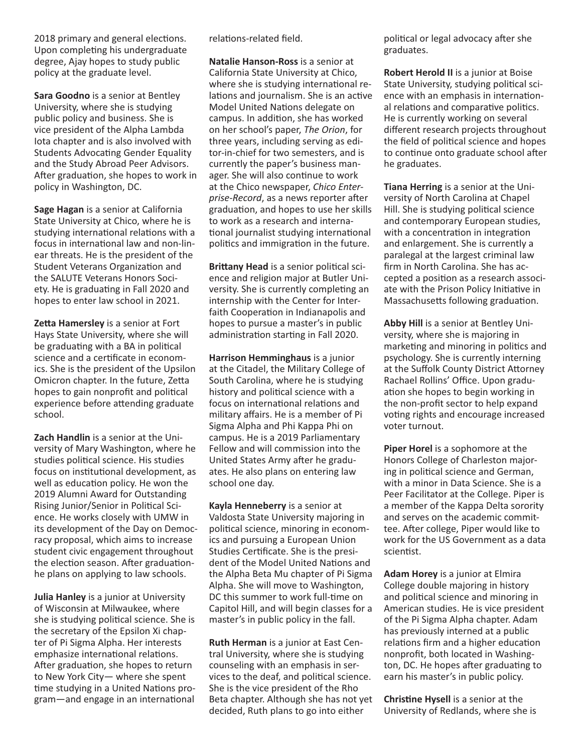2018 primary and general elections. Upon completing his undergraduate degree, Ajay hopes to study public policy at the graduate level.

**Sara Goodno** is a senior at Bentley University, where she is studying public policy and business. She is vice president of the Alpha Lambda Iota chapter and is also involved with Students Advocating Gender Equality and the Study Abroad Peer Advisors. After graduation, she hopes to work in policy in Washington, DC.

**Sage Hagan** is a senior at California State University at Chico, where he is studying international relations with a focus in international law and non-linear threats. He is the president of the Student Veterans Organization and the SALUTE Veterans Honors Society. He is graduating in Fall 2020 and hopes to enter law school in 2021.

**Zetta Hamersley** is a senior at Fort Hays State University, where she will be graduating with a BA in political science and a certificate in economics. She is the president of the Upsilon Omicron chapter. In the future, Zetta hopes to gain nonprofit and political experience before attending graduate school.

**Zach Handlin** is a senior at the University of Mary Washington, where he studies political science. His studies focus on institutional development, as well as education policy. He won the 2019 Alumni Award for Outstanding Rising Junior/Senior in Political Science. He works closely with UMW in its development of the Day on Democracy proposal, which aims to increase student civic engagement throughout the election season. After graduationhe plans on applying to law schools.

**Julia Hanley** is a junior at University of Wisconsin at Milwaukee, where she is studying political science. She is the secretary of the Epsilon Xi chapter of Pi Sigma Alpha. Her interests emphasize international relations. After graduation, she hopes to return to New York City— where she spent time studying in a United Nations program—and engage in an international relations-related field.

**Natalie Hanson-Ross** is a senior at California State University at Chico, where she is studying international relations and journalism. She is an active Model United Nations delegate on campus. In addition, she has worked on her school's paper, *The Orion*, for three years, including serving as editor-in-chief for two semesters, and is currently the paper's business manager. She will also continue to work at the Chico newspaper, *Chico Enterprise-Record*, as a news reporter after graduation, and hopes to use her skills to work as a research and international journalist studying international politics and immigration in the future.

**Brittany Head** is a senior political science and religion major at Butler University. She is currently completing an internship with the Center for Interfaith Cooperation in Indianapolis and hopes to pursue a master's in public administration starting in Fall 2020.

**Harrison Hemminghaus** is a junior at the Citadel, the Military College of South Carolina, where he is studying history and political science with a focus on international relations and military affairs. He is a member of Pi Sigma Alpha and Phi Kappa Phi on campus. He is a 2019 Parliamentary Fellow and will commission into the United States Army after he graduates. He also plans on entering law school one day.

**Kayla Henneberry** is a senior at Valdosta State University majoring in political science, minoring in economics and pursuing a European Union Studies Certificate. She is the president of the Model United Nations and the Alpha Beta Mu chapter of Pi Sigma Alpha. She will move to Washington, DC this summer to work full-time on Capitol Hill, and will begin classes for a master's in public policy in the fall.

**Ruth Herman** is a junior at East Central University, where she is studying counseling with an emphasis in services to the deaf, and political science. She is the vice president of the Rho Beta chapter. Although she has not yet decided, Ruth plans to go into either political or legal advocacy after she graduates.

**Robert Herold II** is a junior at Boise State University, studying political science with an emphasis in international relations and comparative politics. He is currently working on several different research projects throughout the field of political science and hopes to continue onto graduate school after he graduates.

**Tiana Herring** is a senior at the University of North Carolina at Chapel Hill. She is studying political science and contemporary European studies, with a concentration in integration and enlargement. She is currently a paralegal at the largest criminal law firm in North Carolina. She has accepted a position as a research associate with the Prison Policy Initiative in Massachusetts following graduation.

**Abby Hill** is a senior at Bentley University, where she is majoring in marketing and minoring in politics and psychology. She is currently interning at the Suffolk County District Attorney Rachael Rollins' Office. Upon graduation she hopes to begin working in the non-profit sector to help expand voting rights and encourage increased voter turnout.

**Piper Horel** is a sophomore at the Honors College of Charleston majoring in political science and German, with a minor in Data Science. She is a Peer Facilitator at the College. Piper is a member of the Kappa Delta sorority and serves on the academic committee. After college, Piper would like to work for the US Government as a data scientist.

**Adam Horey** is a junior at Elmira College double majoring in history and political science and minoring in American studies. He is vice president of the Pi Sigma Alpha chapter. Adam has previously interned at a public relations firm and a higher education nonprofit, both located in Washington, DC. He hopes after graduating to earn his master's in public policy.

**Christine Hysell** is a senior at the University of Redlands, where she is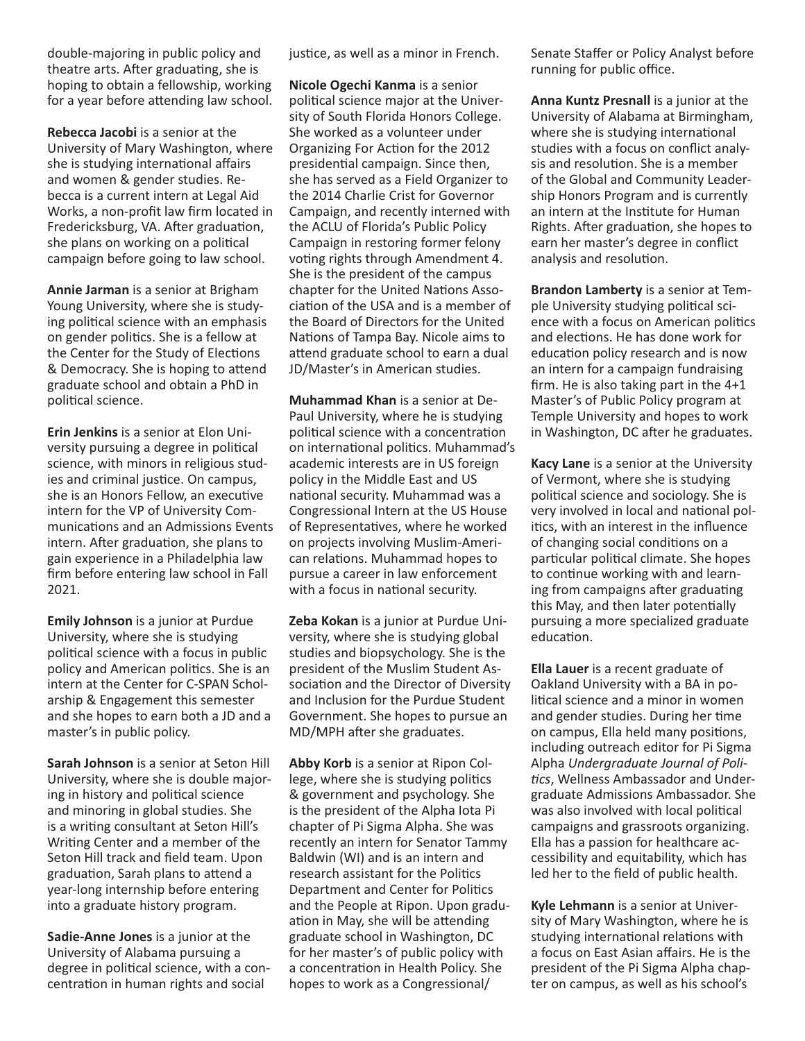double-majoring in public policy and theatre arts. After graduating, she is hoping to obtain a fellowship, working for a year before attending law school.

**Rebecca Jacobi** is a senior at the University of Mary Washington, where she is studying international affairs and women & gender studies. Rebecca is a current intern at Legal Aid Works, a non-profit law firm located in Fredericksburg, VA. After graduation, she plans on working on a political campaign before going to law school.

**Annie Jarman** is a senior at Brigham Young University, where she is studying political science with an emphasis on gender politics. She is a fellow at the Center for the Study of Elections & Democracy. She is hoping to attend graduate school and obtain a PhD in political science.

**Erin Jenkins** is a senior at Elon University pursuing a degree in political science, with minors in religious studies and criminal justice. On campus, she is an Honors Fellow, an executive intern for the VP of University Communications and an Admissions Events intern. After graduation, she plans to gain experience in a Philadelphia law firm before entering law school in Fall 2021.

**Emily Johnson** is a junior at Purdue University, where she is studying political science with a focus in public policy and American politics. She is an intern at the Center for C-SPAN Scholarship & Engagement this semester and she hopes to earn both a JD and a master's in public policy.

**Sarah Johnson** is a senior at Seton Hill University, where she is double majoring in history and political science and minoring in global studies. She is a writing consultant at Seton Hill's Writing Center and a member of the Seton Hill track and field team. Upon graduation, Sarah plans to attend a year-long internship before entering into a graduate history program.

**Sadie-Anne Jones** is a junior at the University of Alabama pursuing a degree in political science, with a concentration in human rights and social justice, as well as a minor in French.

**Nicole Ogechi Kanma** is a senior political science major at the University of South Florida Honors College. She worked as a volunteer under Organizing For Action for the 2012 presidential campaign. Since then, she has served as a Field Organizer to the 2014 Charlie Crist for Governor Campaign, and recently interned with the ACLU of Florida's Public Policy Campaign in restoring former felony voting rights through Amendment 4. She is the president of the campus chapter for the United Nations Association of the USA and is a member of the Board of Directors for the United Nations of Tampa Bay. Nicole aims to attend graduate school to earn a dual JD/Master's in American studies.

**Muhammad Khan** is a senior at DePaul University, where he is studying political science with a concentration on international politics. Muhammad's academic interests are in US foreign policy in the Middle East and US national security. Muhammad was a Congressional Intern at the US House of Representatives, where he worked on projects involving Muslim-American relations. Muhammad hopes to pursue a career in law enforcement with a focus in national security.

**Zeba Kokan** is a junior at Purdue University, where she is studying global studies and biopsychology. She is the president of the Muslim Student Association and the Director of Diversity and Inclusion for the Purdue Student Government. She hopes to pursue an MD/MPH after she graduates.

**Abby Korb** is a senior at Ripon College, where she is studying politics & government and psychology. She is the president of the Alpha Iota Pi chapter of Pi Sigma Alpha. She was recently an intern for Senator Tammy Baldwin (WI) and is an intern and research assistant for the Politics Department and Center for Politics and the People at Ripon. Upon graduation in May, she will be attending graduate school in Washington, DC for her master's of public policy with a concentration in Health Policy. She hopes to work as a Congressional/Senate Staffer or Policy Analyst before running for public office.

**Anna Kuntz Presnall** is a junior at the University of Alabama at Birmingham, where she is studying international studies with a focus on conflict analysis and resolution. She is a member of the Global and Community Leadership Honors Program and is currently an intern at the Institute for Human Rights. After graduation, she hopes to earn her master's degree in conflict analysis and resolution.

**Brandon Lamberty** is a senior at Temple University studying political science with a focus on American politics and elections. He has done work for education policy research and is now an intern for a campaign fundraising firm. He is also taking part in the 4+1 Master's of Public Policy program at Temple University and hopes to work in Washington, DC after he graduates.

**Kacy Lane** is a senior at the University of Vermont, where she is studying political science and sociology. She is very involved in local and national politics, with an interest in the influence of changing social conditions on a particular political climate. She hopes to continue working with and learning from campaigns after graduating this May, and then later potentially pursuing a more specialized graduate education.

**Ella Lauer** is a recent graduate of Oakland University with a BA in political science and a minor in women and gender studies. During her time on campus, Ella held many positions, including outreach editor for Pi Sigma Alpha *Undergraduate Journal of Politics*, Wellness Ambassador and Undergraduate Admissions Ambassador. She was also involved with local political campaigns and grassroots organizing. Ella has a passion for healthcare accessibility and equitability, which has led her to the field of public health.

**Kyle Lehmann** is a senior at University of Mary Washington, where he is studying international relations with a focus on East Asian affairs. He is the president of the Pi Sigma Alpha chapter on campus, as well as his school's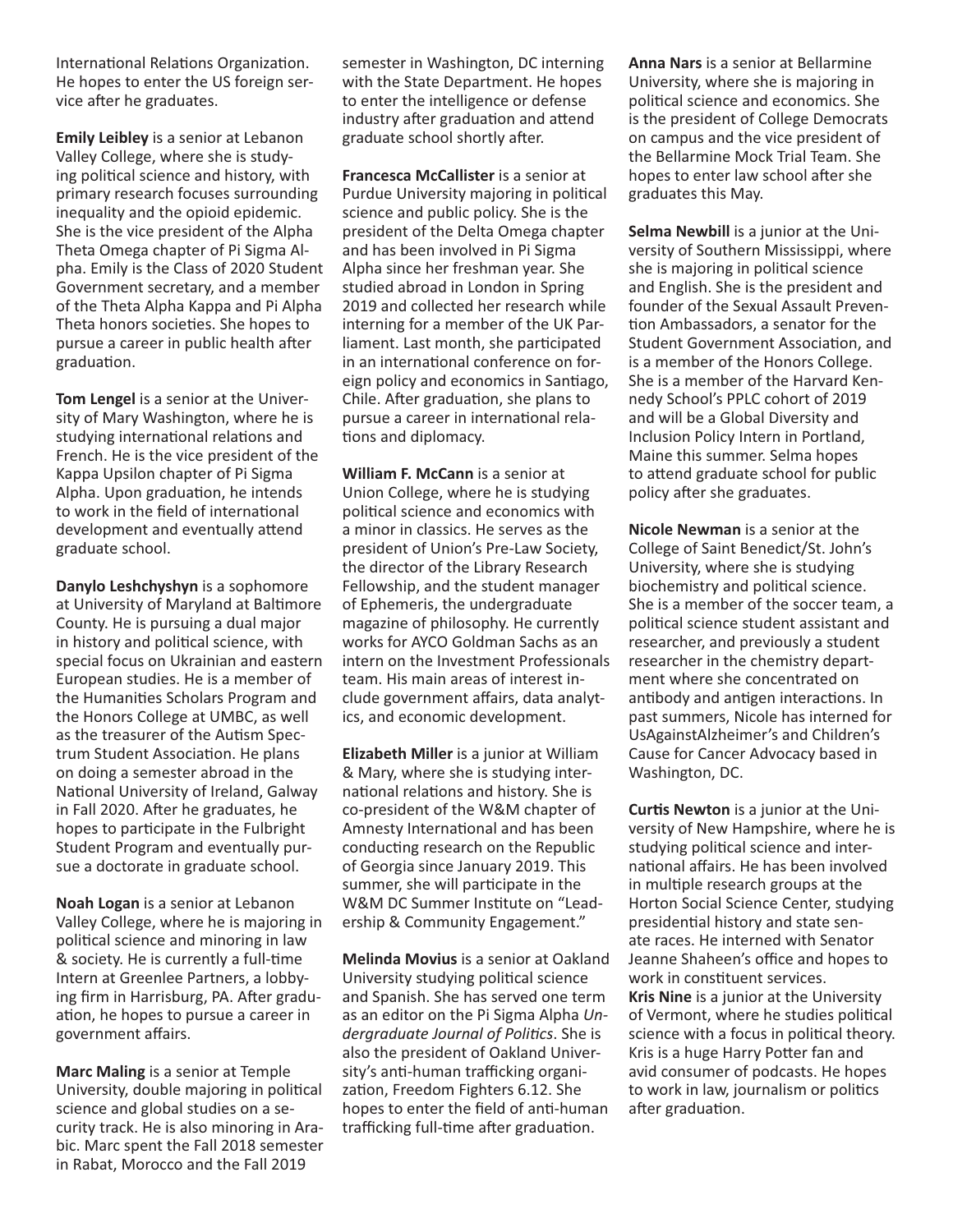International Relations Organization. He hopes to enter the US foreign service after he graduates.

**Emily Leibley** is a senior at Lebanon Valley College, where she is studying political science and history, with primary research focuses surrounding inequality and the opioid epidemic. She is the vice president of the Alpha Theta Omega chapter of Pi Sigma Alpha. Emily is the Class of 2020 Student Government secretary, and a member of the Theta Alpha Kappa and Pi Alpha Theta honors societies. She hopes to pursue a career in public health after graduation.

**Tom Lengel** is a senior at the University of Mary Washington, where he is studying international relations and French. He is the vice president of the Kappa Upsilon chapter of Pi Sigma Alpha. Upon graduation, he intends to work in the field of international development and eventually attend graduate school.

**Danylo Leshchyshyn** is a sophomore at University of Maryland at Baltimore County. He is pursuing a dual major in history and political science, with special focus on Ukrainian and eastern European studies. He is a member of the Humanities Scholars Program and the Honors College at UMBC, as well as the treasurer of the Autism Spectrum Student Association. He plans on doing a semester abroad in the National University of Ireland, Galway in Fall 2020. After he graduates, he hopes to participate in the Fulbright Student Program and eventually pursue a doctorate in graduate school.

**Noah Logan** is a senior at Lebanon Valley College, where he is majoring in political science and minoring in law & society. He is currently a full-time Intern at Greenlee Partners, a lobbying firm in Harrisburg, PA. After graduation, he hopes to pursue a career in government affairs.

**Marc Maling** is a senior at Temple University, double majoring in political science and global studies on a security track. He is also minoring in Arabic. Marc spent the Fall 2018 semester in Rabat, Morocco and the Fall 2019 semester in Washington, DC interning with the State Department. He hopes to enter the intelligence or defense industry after graduation and attend graduate school shortly after.

**Francesca McCallister** is a senior at Purdue University majoring in political science and public policy. She is the president of the Delta Omega chapter and has been involved in Pi Sigma Alpha since her freshman year. She studied abroad in London in Spring 2019 and collected her research while interning for a member of the UK Parliament. Last month, she participated in an international conference on foreign policy and economics in Santiago, Chile. After graduation, she plans to pursue a career in international relations and diplomacy.

**William F. McCann** is a senior at Union College, where he is studying political science and economics with a minor in classics. He serves as the president of Union's Pre-Law Society, the director of the Library Research Fellowship, and the student manager of Ephemeris, the undergraduate magazine of philosophy. He currently works for AYCO Goldman Sachs as an intern on the Investment Professionals team. His main areas of interest include government affairs, data analytics, and economic development.

**Elizabeth Miller** is a junior at William & Mary, where she is studying international relations and history. She is co-president of the W&M chapter of Amnesty International and has been conducting research on the Republic of Georgia since January 2019. This summer, she will participate in the W&M DC Summer Institute on "Leadership & Community Engagement."

**Melinda Movius** is a senior at Oakland University studying political science and Spanish. She has served one term as an editor on the Pi Sigma Alpha *Undergraduate Journal of Politics*. She is also the president of Oakland University's anti-human trafficking organization, Freedom Fighters 6.12. She hopes to enter the field of anti-human trafficking full-time after graduation.

**Anna Nars** is a senior at Bellarmine University, where she is majoring in political science and economics. She is the president of College Democrats on campus and the vice president of the Bellarmine Mock Trial Team. She hopes to enter law school after she graduates this May.

**Selma Newbill** is a junior at the University of Southern Mississippi, where she is majoring in political science and English. She is the president and founder of the Sexual Assault Prevention Ambassadors, a senator for the Student Government Association, and is a member of the Honors College. She is a member of the Harvard Kennedy School's PPLC cohort of 2019 and will be a Global Diversity and Inclusion Policy Intern in Portland, Maine this summer. Selma hopes to attend graduate school for public policy after she graduates.

**Nicole Newman** is a senior at the College of Saint Benedict/St. John's University, where she is studying biochemistry and political science. She is a member of the soccer team, a political science student assistant and researcher, and previously a student researcher in the chemistry department where she concentrated on antibody and antigen interactions. In past summers, Nicole has interned for UsAgainstAlzheimer's and Children's Cause for Cancer Advocacy based in Washington, DC.

**Curtis Newton** is a junior at the University of New Hampshire, where he is studying political science and international affairs. He has been involved in multiple research groups at the Horton Social Science Center, studying presidential history and state senate races. He interned with Senator Jeanne Shaheen's office and hopes to work in constituent services.

**Kris Nine** is a junior at the University of Vermont, where he studies political science with a focus in political theory. Kris is a huge Harry Potter fan and avid consumer of podcasts. He hopes to work in law, journalism or politics after graduation.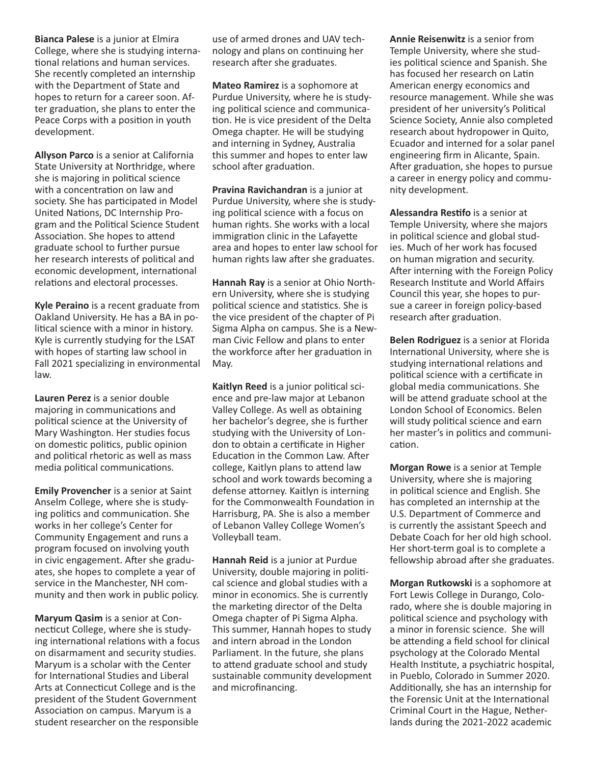**Bianca Palese** is a junior at Elmira College, where she is studying international relations and human services. She recently completed an internship with the Department of State and hopes to return for a career soon. After graduation, she plans to enter the Peace Corps with a position in youth development.

**Allyson Parco** is a senior at California State University at Northridge, where she is majoring in political science with a concentration on law and society. She has participated in Model United Nations, DC Internship Program and the Political Science Student Association. She hopes to attend graduate school to further pursue her research interests of political and economic development, international relations and electoral processes.

**Kyle Peraino** is a recent graduate from Oakland University. He has a BA in political science with a minor in history. Kyle is currently studying for the LSAT with hopes of starting law school in Fall 2021 specializing in environmental law.

**Lauren Perez** is a senior double majoring in communications and political science at the University of Mary Washington. Her studies focus on domestic politics, public opinion and political rhetoric as well as mass media political communications.

**Emily Provencher** is a senior at Saint Anselm College, where she is studying politics and communication. She works in her college's Center for Community Engagement and runs a program focused on involving youth in civic engagement. After she graduates, she hopes to complete a year of service in the Manchester, NH community and then work in public policy.

**Maryum Qasim** is a senior at Connecticut College, where she is studying international relations with a focus on disarmament and security studies. Maryum is a scholar with the Center for International Studies and Liberal Arts at Connecticut College and is the president of the Student Government Association on campus. Maryum is a student researcher on the responsible use of armed drones and UAV technology and plans on continuing her research after she graduates.

**Mateo Ramirez** is a sophomore at Purdue University, where he is studying political science and communication. He is vice president of the Delta Omega chapter. He will be studying and interning in Sydney, Australia this summer and hopes to enter law school after graduation.

**Pravina Ravichandran** is a junior at Purdue University, where she is studying political science with a focus on human rights. She works with a local immigration clinic in the Lafayette area and hopes to enter law school for human rights law after she graduates.

**Hannah Ray** is a senior at Ohio Northern University, where she is studying political science and statistics. She is the vice president of the chapter of Pi Sigma Alpha on campus. She is a Newman Civic Fellow and plans to enter the workforce after her graduation in May.

**Kaitlyn Reed** is a junior political science and pre-law major at Lebanon Valley College. As well as obtaining her bachelor's degree, she is further studying with the University of London to obtain a certificate in Higher Education in the Common Law. After college, Kaitlyn plans to attend law school and work towards becoming a defense attorney. Kaitlyn is interning for the Commonwealth Foundation in Harrisburg, PA. She is also a member of Lebanon Valley College Women's Volleyball team.

**Hannah Reid** is a junior at Purdue University, double majoring in political science and global studies with a minor in economics. She is currently the marketing director of the Delta Omega chapter of Pi Sigma Alpha. This summer, Hannah hopes to study and intern abroad in the London Parliament. In the future, she plans to attend graduate school and study sustainable community development and microfinancing.

**Annie Reisenwitz** is a senior from Temple University, where she studies political science and Spanish. She has focused her research on Latin American energy economics and resource management. While she was president of her university's Political Science Society, Annie also completed research about hydropower in Quito, Ecuador and interned for a solar panel engineering firm in Alicante, Spain. After graduation, she hopes to pursue a career in energy policy and community development.

**Alessandra Restifo** is a senior at Temple University, where she majors in political science and global studies. Much of her work has focused on human migration and security. After interning with the Foreign Policy Research Institute and World Affairs Council this year, she hopes to pursue a career in foreign policy-based research after graduation.

**Belen Rodriguez** is a senior at Florida International University, where she is studying international relations and political science with a certificate in global media communications. She will be attend graduate school at the London School of Economics. Belen will study political science and earn her master's in politics and communication.

**Morgan Rowe** is a senior at Temple University, where she is majoring in political science and English. She has completed an internship at the U.S. Department of Commerce and is currently the assistant Speech and Debate Coach for her old high school. Her short-term goal is to complete a fellowship abroad after she graduates.

**Morgan Rutkowski** is a sophomore at Fort Lewis College in Durango, Colorado, where she is double majoring in political science and psychology with a minor in forensic science. She will be attending a field school for clinical psychology at the Colorado Mental Health Institute, a psychiatric hospital, in Pueblo, Colorado in Summer 2020. Additionally, she has an internship for the Forensic Unit at the International Criminal Court in the Hague, Netherlands during the 2021-2022 academic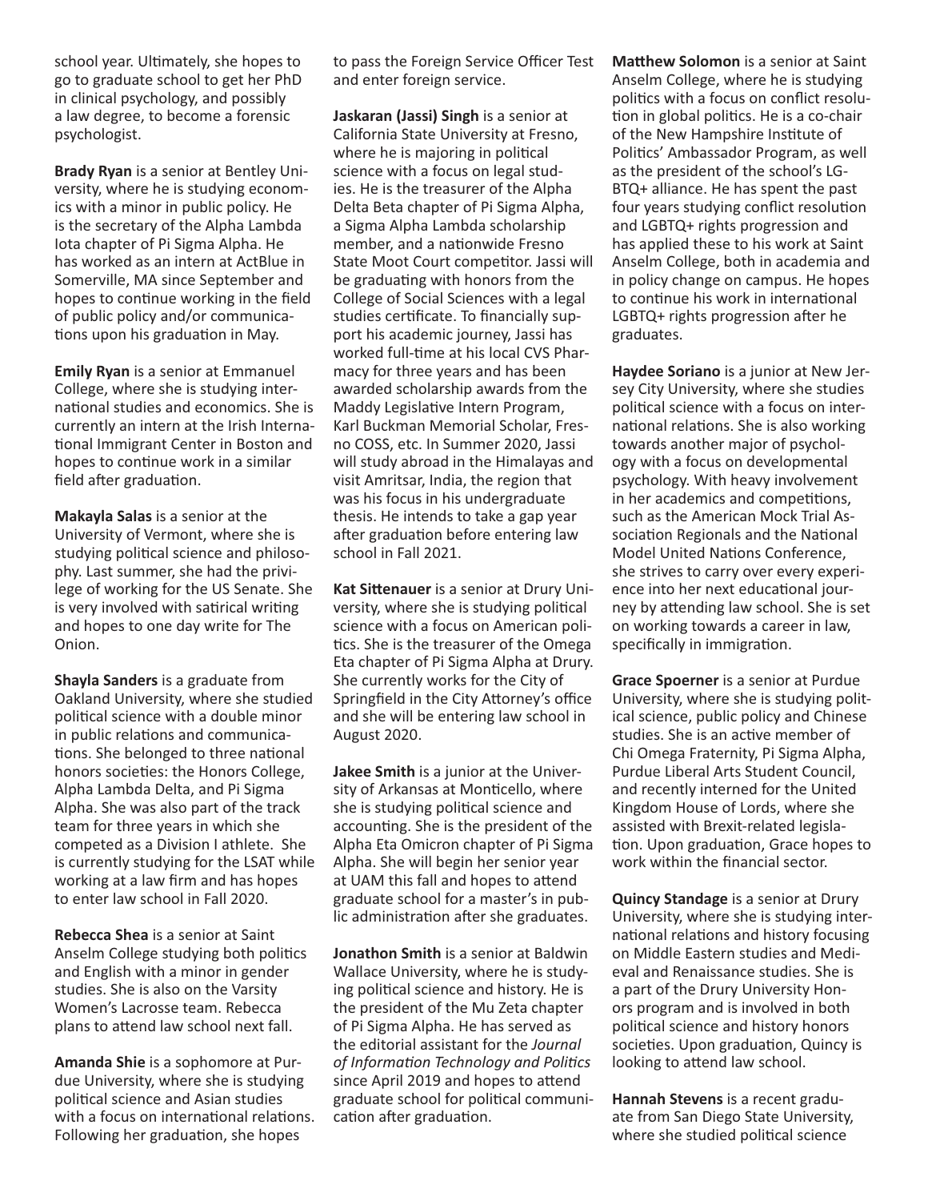school year. Ultimately, she hopes to go to graduate school to get her PhD in clinical psychology, and possibly a law degree, to become a forensic psychologist.

**Brady Ryan** is a senior at Bentley University, where he is studying economics with a minor in public policy. He is the secretary of the Alpha Lambda Iota chapter of Pi Sigma Alpha. He has worked as an intern at ActBlue in Somerville, MA since September and hopes to continue working in the field of public policy and/or communications upon his graduation in May.

**Emily Ryan** is a senior at Emmanuel College, where she is studying international studies and economics. She is currently an intern at the Irish International Immigrant Center in Boston and hopes to continue work in a similar field after graduation.

**Makayla Salas** is a senior at the University of Vermont, where she is studying political science and philosophy. Last summer, she had the privilege of working for the US Senate. She is very involved with satirical writing and hopes to one day write for The Onion.

**Shayla Sanders** is a graduate from Oakland University, where she studied political science with a double minor in public relations and communications. She belonged to three national honors societies: the Honors College, Alpha Lambda Delta, and Pi Sigma Alpha. She was also part of the track team for three years in which she competed as a Division I athlete. She is currently studying for the LSAT while working at a law firm and has hopes to enter law school in Fall 2020.

**Rebecca Shea** is a senior at Saint Anselm College studying both politics and English with a minor in gender studies. She is also on the Varsity Women's Lacrosse team. Rebecca plans to attend law school next fall.

**Amanda Shie** is a sophomore at Purdue University, where she is studying political science and Asian studies with a focus on international relations. Following her graduation, she hopes to pass the Foreign Service Officer Test and enter foreign service.

**Jaskaran (Jassi) Singh** is a senior at California State University at Fresno, where he is majoring in political science with a focus on legal studies. He is the treasurer of the Alpha Delta Beta chapter of Pi Sigma Alpha, a Sigma Alpha Lambda scholarship member, and a nationwide Fresno State Moot Court competitor. Jassi will be graduating with honors from the College of Social Sciences with a legal studies certificate. To financially support his academic journey, Jassi has worked full-time at his local CVS Pharmacy for three years and has been awarded scholarship awards from the Maddy Legislative Intern Program, Karl Buckman Memorial Scholar, Fresno COSS, etc. In Summer 2020, Jassi will study abroad in the Himalayas and visit Amritsar, India, the region that was his focus in his undergraduate thesis. He intends to take a gap year after graduation before entering law school in Fall 2021.

**Kat Sittenauer** is a senior at Drury University, where she is studying political science with a focus on American politics. She is the treasurer of the Omega Eta chapter of Pi Sigma Alpha at Drury. She currently works for the City of Springfield in the City Attorney's office and she will be entering law school in August 2020.

**Jakee Smith** is a junior at the University of Arkansas at Monticello, where she is studying political science and accounting. She is the president of the Alpha Eta Omicron chapter of Pi Sigma Alpha. She will begin her senior year at UAM this fall and hopes to attend graduate school for a master's in public administration after she graduates.

**Jonathon Smith** is a senior at Baldwin Wallace University, where he is studying political science and history. He is the president of the Mu Zeta chapter of Pi Sigma Alpha. He has served as the editorial assistant for the *Journal of Information Technology and Politics* since April 2019 and hopes to attend graduate school for political communication after graduation.

**Matthew Solomon** is a senior at Saint Anselm College, where he is studying politics with a focus on conflict resolution in global politics. He is a co-chair of the New Hampshire Institute of Politics' Ambassador Program, as well as the president of the school's LGBTQ+ alliance. He has spent the past four years studying conflict resolution and LGBTQ+ rights progression and has applied these to his work at Saint Anselm College, both in academia and in policy change on campus. He hopes to continue his work in international LGBTQ+ rights progression after he graduates.

**Haydee Soriano** is a junior at New Jersey City University, where she studies political science with a focus on international relations. She is also working towards another major of psychology with a focus on developmental psychology. With heavy involvement in her academics and competitions, such as the American Mock Trial Association Regionals and the National Model United Nations Conference, she strives to carry over every experience into her next educational journey by attending law school. She is set on working towards a career in law, specifically in immigration.

**Grace Spoerner** is a senior at Purdue University, where she is studying political science, public policy and Chinese studies. She is an active member of Chi Omega Fraternity, Pi Sigma Alpha, Purdue Liberal Arts Student Council, and recently interned for the United Kingdom House of Lords, where she assisted with Brexit-related legislation. Upon graduation, Grace hopes to work within the financial sector.

**Quincy Standage** is a senior at Drury University, where she is studying international relations and history focusing on Middle Eastern studies and Medieval and Renaissance studies. She is a part of the Drury University Honors program and is involved in both political science and history honors societies. Upon graduation, Quincy is looking to attend law school.

**Hannah Stevens** is a recent graduate from San Diego State University, where she studied political science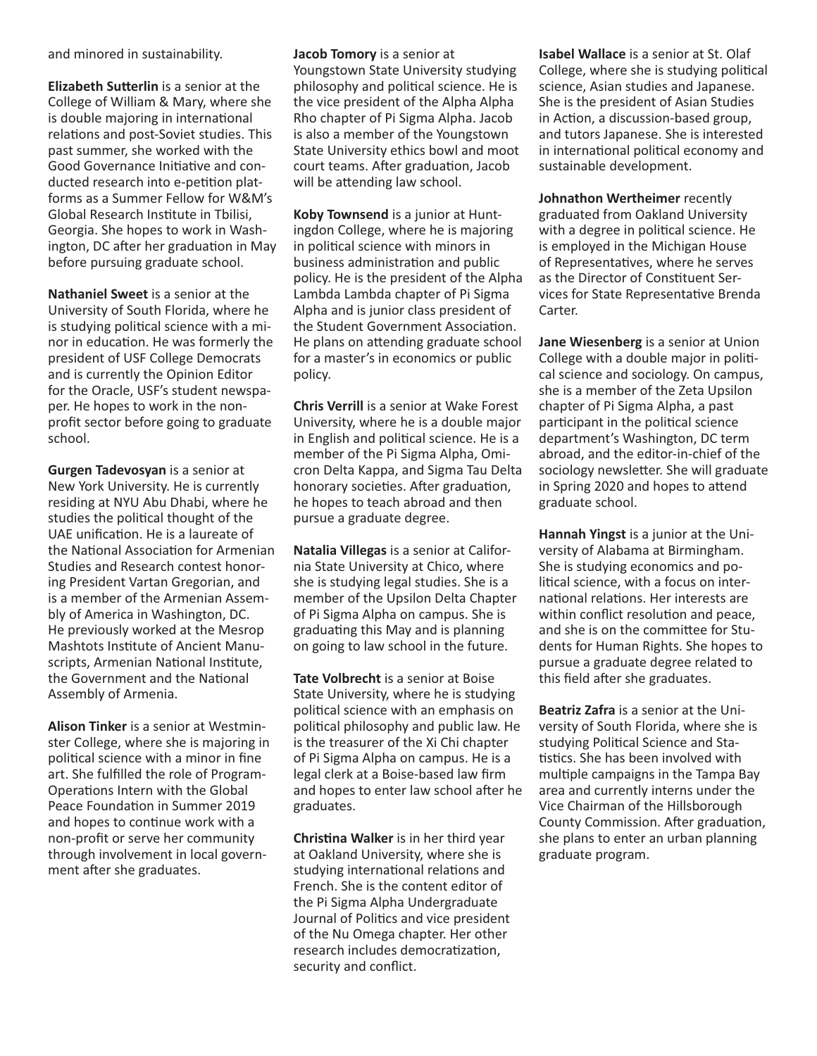and minored in sustainability.

**Elizabeth Sutterlin** is a senior at the College of William & Mary, where she is double majoring in international relations and post-Soviet studies. This past summer, she worked with the Good Governance Initiative and conducted research into e-petition platforms as a Summer Fellow for W&M's Global Research Institute in Tbilisi, Georgia. She hopes to work in Washington, DC after her graduation in May before pursuing graduate school.

**Nathaniel Sweet** is a senior at the University of South Florida, where he is studying political science with a minor in education. He was formerly the president of USF College Democrats and is currently the Opinion Editor for the Oracle, USF's student newspaper. He hopes to work in the non-profit sector before going to graduate school.

**Gurgen Tadevosyan** is a senior at New York University. He is currently residing at NYU Abu Dhabi, where he studies the political thought of the UAE unification. He is a laureate of the National Association for Armenian Studies and Research contest honoring President Vartan Gregorian, and is a member of the Armenian Assembly of America in Washington, DC. He previously worked at the Mesrop Mashtots Institute of Ancient Manuscripts, Armenian National Institute, the Government and the National Assembly of Armenia.

**Alison Tinker** is a senior at Westminster College, where she is majoring in political science with a minor in fine art. She fulfilled the role of Program-Operations Intern with the Global Peace Foundation in Summer 2019 and hopes to continue work with a non-profit or serve her community through involvement in local government after she graduates.

**Jacob Tomory** is a senior at Youngstown State University studying philosophy and political science. He is the vice president of the Alpha Alpha Rho chapter of Pi Sigma Alpha. Jacob is also a member of the Youngstown State University ethics bowl and moot court teams. After graduation, Jacob will be attending law school.

**Koby Townsend** is a junior at Huntingdon College, where he is majoring in political science with minors in business administration and public policy. He is the president of the Alpha Lambda Lambda chapter of Pi Sigma Alpha and is junior class president of the Student Government Association. He plans on attending graduate school for a master's in economics or public policy.

**Chris Verrill** is a senior at Wake Forest University, where he is a double major in English and political science. He is a member of the Pi Sigma Alpha, Omicron Delta Kappa, and Sigma Tau Delta honorary societies. After graduation, he hopes to teach abroad and then pursue a graduate degree.

**Natalia Villegas** is a senior at California State University at Chico, where she is studying legal studies. She is a member of the Upsilon Delta Chapter of Pi Sigma Alpha on campus. She is graduating this May and is planning on going to law school in the future.

**Tate Volbrecht** is a senior at Boise State University, where he is studying political science with an emphasis on political philosophy and public law. He is the treasurer of the Xi Chi chapter of Pi Sigma Alpha on campus. He is a legal clerk at a Boise-based law firm and hopes to enter law school after he graduates.

**Christina Walker** is in her third year at Oakland University, where she is studying international relations and French. She is the content editor of the Pi Sigma Alpha Undergraduate Journal of Politics and vice president of the Nu Omega chapter. Her other research includes democratization, security and conflict.

**Isabel Wallace** is a senior at St. Olaf College, where she is studying political science, Asian studies and Japanese. She is the president of Asian Studies in Action, a discussion-based group, and tutors Japanese. She is interested in international political economy and sustainable development.

**Johnathon Wertheimer** recently graduated from Oakland University with a degree in political science. He is employed in the Michigan House of Representatives, where he serves as the Director of Constituent Services for State Representative Brenda Carter.

**Jane Wiesenberg** is a senior at Union College with a double major in political science and sociology. On campus, she is a member of the Zeta Upsilon chapter of Pi Sigma Alpha, a past participant in the political science department's Washington, DC term abroad, and the editor-in-chief of the sociology newsletter. She will graduate in Spring 2020 and hopes to attend graduate school.

**Hannah Yingst** is a junior at the University of Alabama at Birmingham. She is studying economics and political science, with a focus on international relations. Her interests are within conflict resolution and peace, and she is on the committee for Students for Human Rights. She hopes to pursue a graduate degree related to this field after she graduates.

**Beatriz Zafra** is a senior at the University of South Florida, where she is studying Political Science and Statistics. She has been involved with multiple campaigns in the Tampa Bay area and currently interns under the Vice Chairman of the Hillsborough County Commission. After graduation, she plans to enter an urban planning graduate program.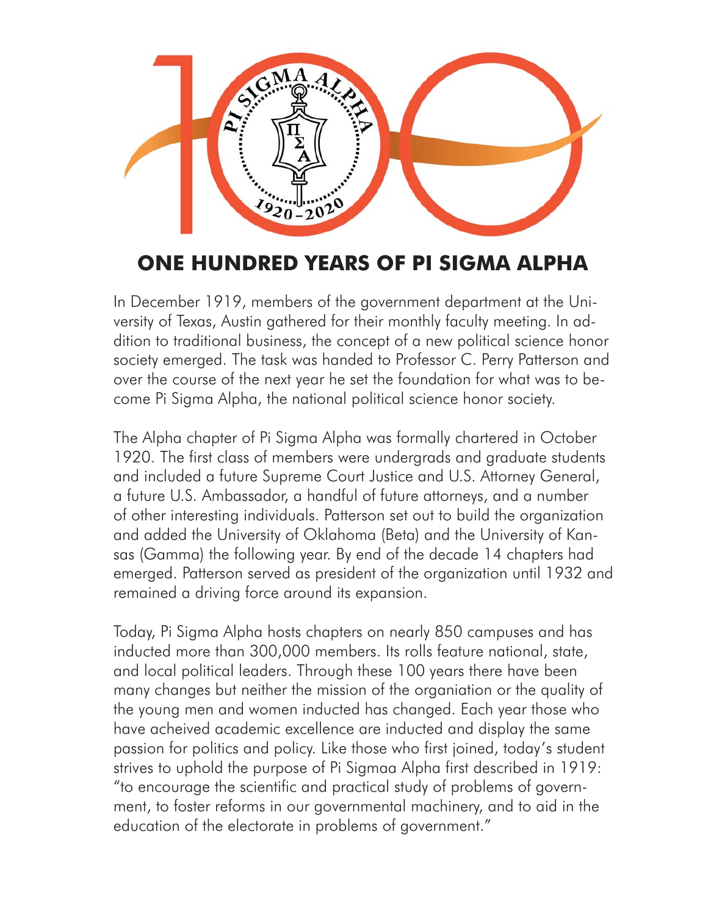# ONE HUNDRED YEARS OF PI SIGMA ALPHA

In December 1919, members of the government department at the University of Texas, Austin gathered for their monthly faculty meeting. In addition to traditional business, the concept of a new political science honor society emerged. The task was handed to Professor C. Perry Patterson and over the course of the next year he set the foundation for what was to become Pi Sigma Alpha, the national political science honor society.

The Alpha chapter of Pi Sigma Alpha was formally chartered in October 1920. The first class of members were undergrads and graduate students and included a future Supreme Court Justice and U.S. Attorney General, a future U.S. Ambassador, a handful of future attorneys, and a number of other interesting individuals. Patterson set out to build the organization and added the University of Oklahoma (Beta) and the University of Kansas (Gamma) the following year. By end of the decade 14 chapters had emerged. Patterson served as president of the organization until 1932 and remained a driving force around its expansion.

Today, Pi Sigma Alpha hosts chapters on nearly 850 campuses and has inducted more than 300,000 members. Its rolls feature national, state, and local political leaders. Through these 100 years there have been many changes but neither the mission of the organiation or the quality of the young men and women inducted has changed. Each year those who have acheived academic excellence are inducted and display the same passion for politics and policy. Like those who first joined, today's student strives to uphold the purpose of Pi Sigmaa Alpha first described in 1919: "to encourage the scientific and practical study of problems of government, to foster reforms in our governmental machinery, and to aid in the education of the electorate in problems of government."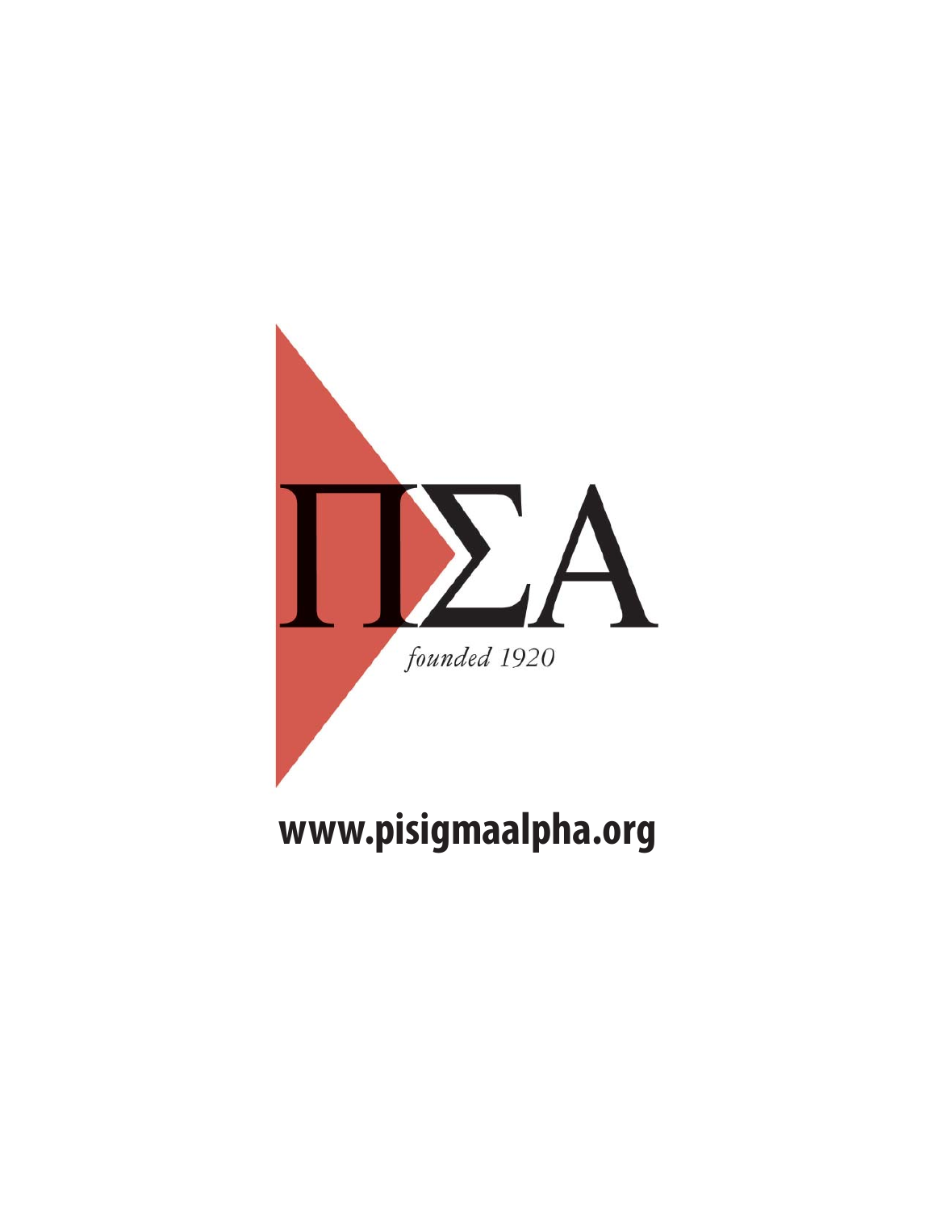ΠΣΑ

*founded 1920*

**www.pisigmaalpha.org**